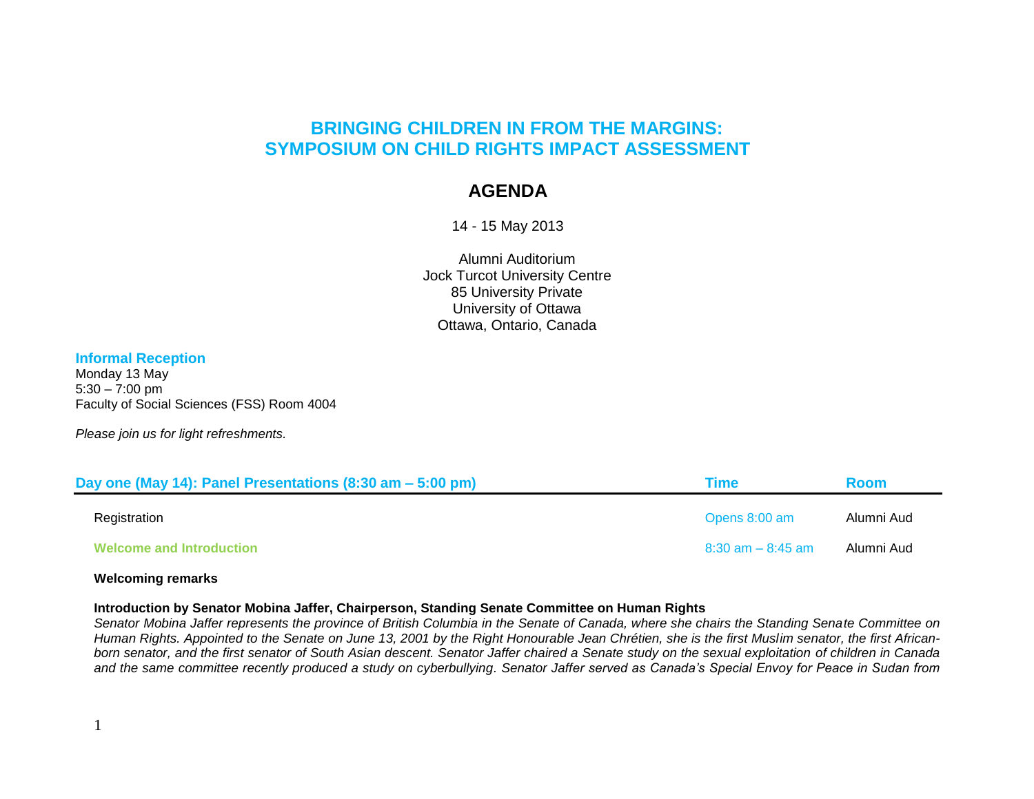# BRINGING CHILDREN IN FROM THE MARGINS: SYMPOSIUM ON CHILD RIGHTS IMPACT ASSESSMENT

## AGENDA

14 - 15 May 2013

Alumni Auditorium
Jock Turcot University Centre
85 University Private
University of Ottawa
Ottawa, Ontario, Canada

### Informal Reception

Monday 13 May
5:30 – 7:00 pm
Faculty of Social Sciences (FSS) Room 4004

*Please join us for light refreshments.*

| Day one (May 14): Panel Presentations (8:30 am – 5:00 pm) | Time | Room |
|---|---|---|
| Registration | Opens 8:00 am | Alumni Aud |
| **Welcome and Introduction** | 8:30 am – 8:45 am | Alumni Aud |

**Welcoming remarks**

**Introduction by Senator Mobina Jaffer, Chairperson, Standing Senate Committee on Human Rights**

*Senator Mobina Jaffer represents the province of British Columbia in the Senate of Canada, where she chairs the Standing Senate Committee on Human Rights. Appointed to the Senate on June 13, 2001 by the Right Honourable Jean Chrétien, she is the first Muslim senator, the first African-born senator, and the first senator of South Asian descent. Senator Jaffer chaired a Senate study on the sexual exploitation of children in Canada and the same committee recently produced a study on cyberbullying. Senator Jaffer served as Canada's Special Envoy for Peace in Sudan from*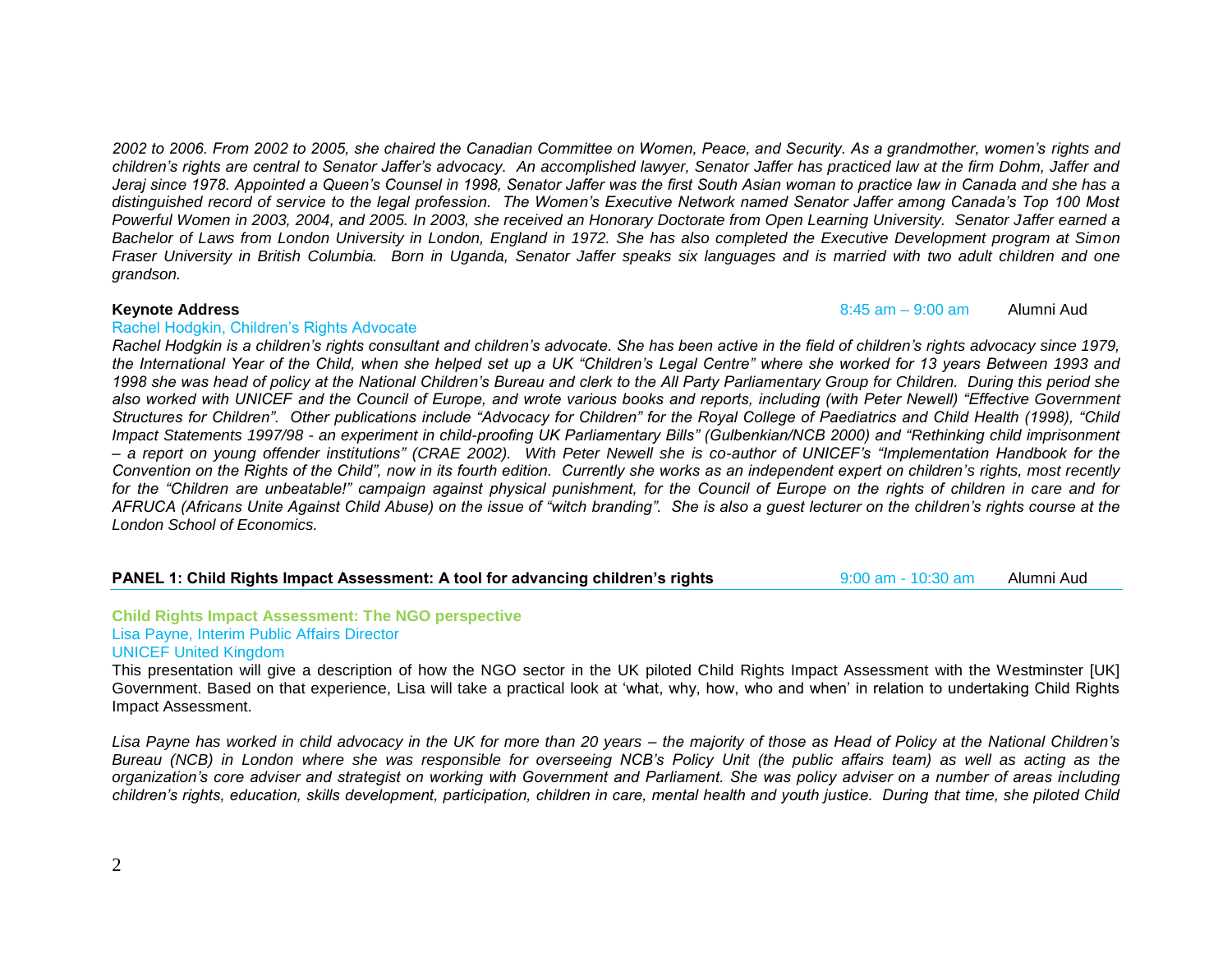*2002 to 2006. From 2002 to 2005, she chaired the Canadian Committee on Women, Peace, and Security. As a grandmother, women's rights and children's rights are central to Senator Jaffer's advocacy. An accomplished lawyer, Senator Jaffer has practiced law at the firm Dohm, Jaffer and Jeraj since 1978. Appointed a Queen's Counsel in 1998, Senator Jaffer was the first South Asian woman to practice law in Canada and she has a distinguished record of service to the legal profession. The Women's Executive Network named Senator Jaffer among Canada's Top 100 Most Powerful Women in 2003, 2004, and 2005. In 2003, she received an Honorary Doctorate from Open Learning University. Senator Jaffer earned a Bachelor of Laws from London University in London, England in 1972. She has also completed the Executive Development program at Simon Fraser University in British Columbia. Born in Uganda, Senator Jaffer speaks six languages and is married with two adult children and one grandson.*

**Keynote Address** 8:45 am – 9:00 am Alumni Aud

Rachel Hodgkin, Children's Rights Advocate

*Rachel Hodgkin is a children's rights consultant and children's advocate. She has been active in the field of children's rights advocacy since 1979, the International Year of the Child, when she helped set up a UK "Children's Legal Centre" where she worked for 13 years Between 1993 and 1998 she was head of policy at the National Children's Bureau and clerk to the All Party Parliamentary Group for Children. During this period she also worked with UNICEF and the Council of Europe, and wrote various books and reports, including (with Peter Newell) "Effective Government Structures for Children". Other publications include "Advocacy for Children" for the Royal College of Paediatrics and Child Health (1998), "Child Impact Statements 1997/98 - an experiment in child-proofing UK Parliamentary Bills" (Gulbenkian/NCB 2000) and "Rethinking child imprisonment – a report on young offender institutions" (CRAE 2002). With Peter Newell she is co-author of UNICEF's "Implementation Handbook for the Convention on the Rights of the Child", now in its fourth edition. Currently she works as an independent expert on children's rights, most recently for the "Children are unbeatable!" campaign against physical punishment, for the Council of Europe on the rights of children in care and for AFRUCA (Africans Unite Against Child Abuse) on the issue of "witch branding". She is also a guest lecturer on the children's rights course at the London School of Economics.*

**PANEL 1: Child Rights Impact Assessment: A tool for advancing children's rights** 9:00 am - 10:30 am Alumni Aud

**Child Rights Impact Assessment: The NGO perspective**

Lisa Payne, Interim Public Affairs Director
UNICEF United Kingdom

This presentation will give a description of how the NGO sector in the UK piloted Child Rights Impact Assessment with the Westminster [UK] Government. Based on that experience, Lisa will take a practical look at 'what, why, how, who and when' in relation to undertaking Child Rights Impact Assessment.

*Lisa Payne has worked in child advocacy in the UK for more than 20 years – the majority of those as Head of Policy at the National Children's Bureau (NCB) in London where she was responsible for overseeing NCB's Policy Unit (the public affairs team) as well as acting as the organization's core adviser and strategist on working with Government and Parliament. She was policy adviser on a number of areas including children's rights, education, skills development, participation, children in care, mental health and youth justice. During that time, she piloted Child*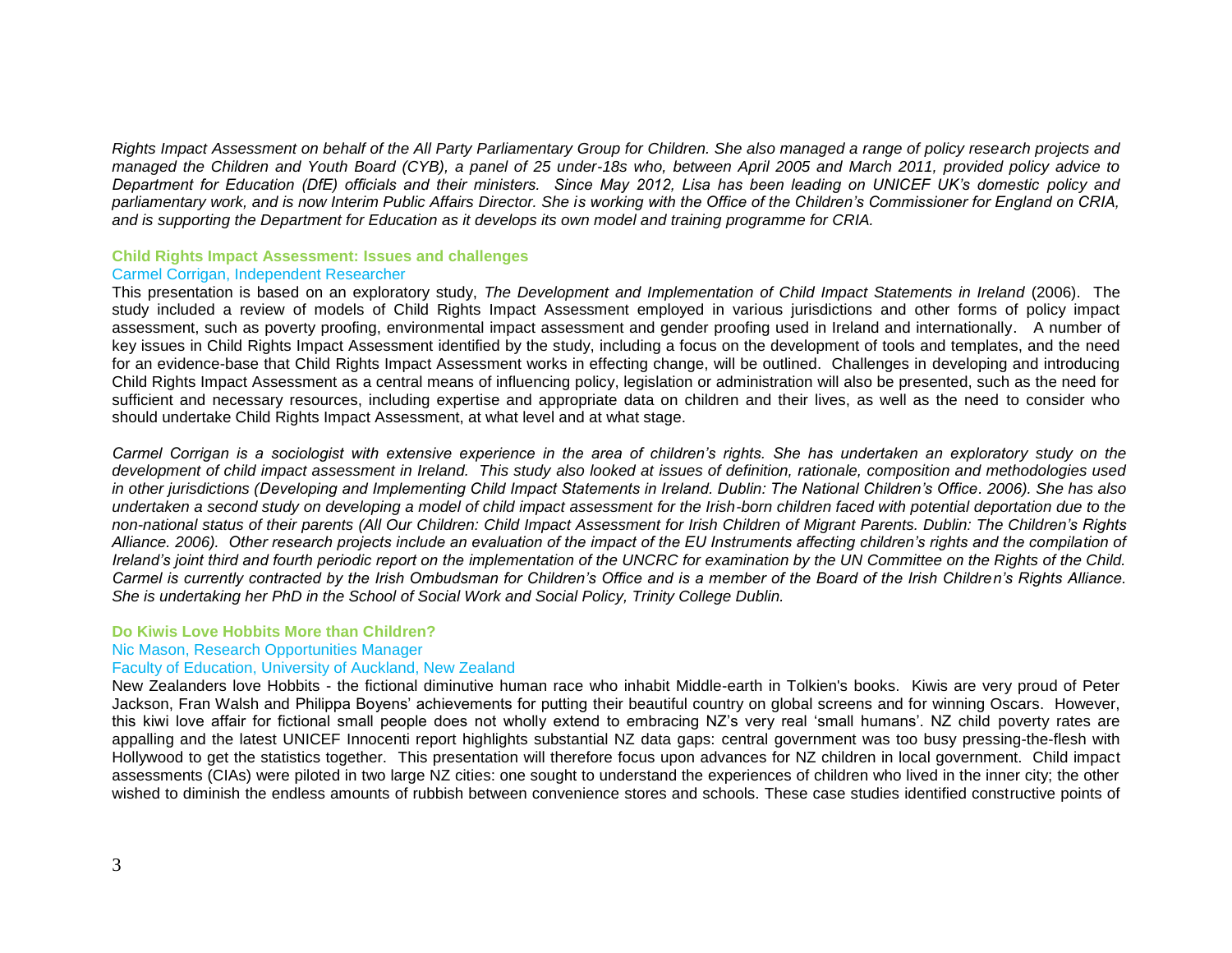*Rights Impact Assessment on behalf of the All Party Parliamentary Group for Children. She also managed a range of policy research projects and managed the Children and Youth Board (CYB), a panel of 25 under-18s who, between April 2005 and March 2011, provided policy advice to Department for Education (DfE) officials and their ministers. Since May 2012, Lisa has been leading on UNICEF UK's domestic policy and parliamentary work, and is now Interim Public Affairs Director. She is working with the Office of the Children's Commissioner for England on CRIA, and is supporting the Department for Education as it develops its own model and training programme for CRIA.*

### Child Rights Impact Assessment: Issues and challenges

Carmel Corrigan, Independent Researcher

This presentation is based on an exploratory study, *The Development and Implementation of Child Impact Statements in Ireland* (2006). The study included a review of models of Child Rights Impact Assessment employed in various jurisdictions and other forms of policy impact assessment, such as poverty proofing, environmental impact assessment and gender proofing used in Ireland and internationally. A number of key issues in Child Rights Impact Assessment identified by the study, including a focus on the development of tools and templates, and the need for an evidence-base that Child Rights Impact Assessment works in effecting change, will be outlined. Challenges in developing and introducing Child Rights Impact Assessment as a central means of influencing policy, legislation or administration will also be presented, such as the need for sufficient and necessary resources, including expertise and appropriate data on children and their lives, as well as the need to consider who should undertake Child Rights Impact Assessment, at what level and at what stage.

*Carmel Corrigan is a sociologist with extensive experience in the area of children's rights. She has undertaken an exploratory study on the development of child impact assessment in Ireland. This study also looked at issues of definition, rationale, composition and methodologies used in other jurisdictions (Developing and Implementing Child Impact Statements in Ireland. Dublin: The National Children's Office. 2006). She has also undertaken a second study on developing a model of child impact assessment for the Irish-born children faced with potential deportation due to the non-national status of their parents (All Our Children: Child Impact Assessment for Irish Children of Migrant Parents. Dublin: The Children's Rights Alliance. 2006). Other research projects include an evaluation of the impact of the EU Instruments affecting children's rights and the compilation of Ireland's joint third and fourth periodic report on the implementation of the UNCRC for examination by the UN Committee on the Rights of the Child. Carmel is currently contracted by the Irish Ombudsman for Children's Office and is a member of the Board of the Irish Children's Rights Alliance. She is undertaking her PhD in the School of Social Work and Social Policy, Trinity College Dublin.*

### Do Kiwis Love Hobbits More than Children?

Nic Mason, Research Opportunities Manager
Faculty of Education, University of Auckland, New Zealand

New Zealanders love Hobbits - the fictional diminutive human race who inhabit Middle-earth in Tolkien's books. Kiwis are very proud of Peter Jackson, Fran Walsh and Philippa Boyens' achievements for putting their beautiful country on global screens and for winning Oscars. However, this kiwi love affair for fictional small people does not wholly extend to embracing NZ's very real 'small humans'. NZ child poverty rates are appalling and the latest UNICEF Innocenti report highlights substantial NZ data gaps: central government was too busy pressing-the-flesh with Hollywood to get the statistics together. This presentation will therefore focus upon advances for NZ children in local government. Child impact assessments (CIAs) were piloted in two large NZ cities: one sought to understand the experiences of children who lived in the inner city; the other wished to diminish the endless amounts of rubbish between convenience stores and schools. These case studies identified constructive points of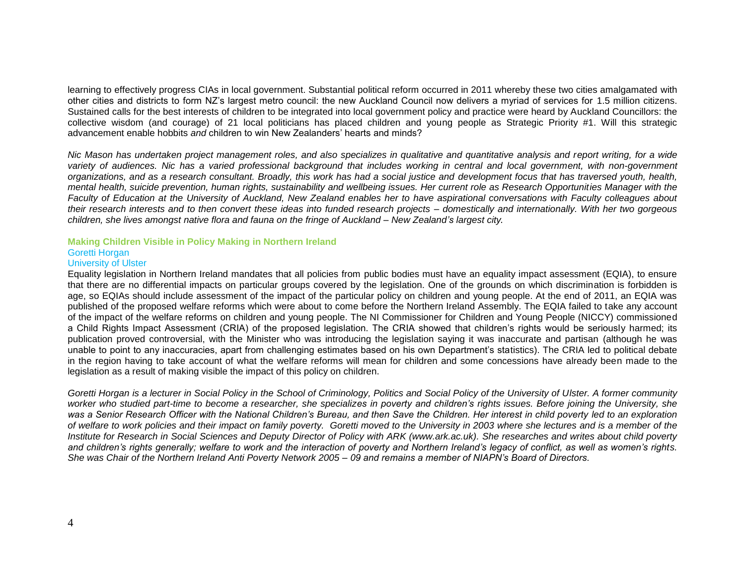learning to effectively progress CIAs in local government. Substantial political reform occurred in 2011 whereby these two cities amalgamated with other cities and districts to form NZ's largest metro council: the new Auckland Council now delivers a myriad of services for 1.5 million citizens. Sustained calls for the best interests of children to be integrated into local government policy and practice were heard by Auckland Councillors: the collective wisdom (and courage) of 21 local politicians has placed children and young people as Strategic Priority #1. Will this strategic advancement enable hobbits *and* children to win New Zealanders' hearts and minds?

*Nic Mason has undertaken project management roles, and also specializes in qualitative and quantitative analysis and report writing, for a wide variety of audiences. Nic has a varied professional background that includes working in central and local government, with non-government organizations, and as a research consultant. Broadly, this work has had a social justice and development focus that has traversed youth, health, mental health, suicide prevention, human rights, sustainability and wellbeing issues. Her current role as Research Opportunities Manager with the Faculty of Education at the University of Auckland, New Zealand enables her to have aspirational conversations with Faculty colleagues about their research interests and to then convert these ideas into funded research projects – domestically and internationally. With her two gorgeous children, she lives amongst native flora and fauna on the fringe of Auckland – New Zealand's largest city.*

### Making Children Visible in Policy Making in Northern Ireland

Goretti Horgan
University of Ulster

Equality legislation in Northern Ireland mandates that all policies from public bodies must have an equality impact assessment (EQIA), to ensure that there are no differential impacts on particular groups covered by the legislation. One of the grounds on which discrimination is forbidden is age, so EQIAs should include assessment of the impact of the particular policy on children and young people. At the end of 2011, an EQIA was published of the proposed welfare reforms which were about to come before the Northern Ireland Assembly. The EQIA failed to take any account of the impact of the welfare reforms on children and young people. The NI Commissioner for Children and Young People (NICCY) commissioned a Child Rights Impact Assessment (CRIA) of the proposed legislation. The CRIA showed that children's rights would be seriously harmed; its publication proved controversial, with the Minister who was introducing the legislation saying it was inaccurate and partisan (although he was unable to point to any inaccuracies, apart from challenging estimates based on his own Department's statistics). The CRIA led to political debate in the region having to take account of what the welfare reforms will mean for children and some concessions have already been made to the legislation as a result of making visible the impact of this policy on children.

*Goretti Horgan is a lecturer in Social Policy in the School of Criminology, Politics and Social Policy of the University of Ulster. A former community worker who studied part-time to become a researcher, she specializes in poverty and children's rights issues. Before joining the University, she was a Senior Research Officer with the National Children's Bureau, and then Save the Children. Her interest in child poverty led to an exploration of welfare to work policies and their impact on family poverty. Goretti moved to the University in 2003 where she lectures and is a member of the Institute for Research in Social Sciences and Deputy Director of Policy with ARK (www.ark.ac.uk). She researches and writes about child poverty and children's rights generally; welfare to work and the interaction of poverty and Northern Ireland's legacy of conflict, as well as women's rights. She was Chair of the Northern Ireland Anti Poverty Network 2005 – 09 and remains a member of NIAPN's Board of Directors.*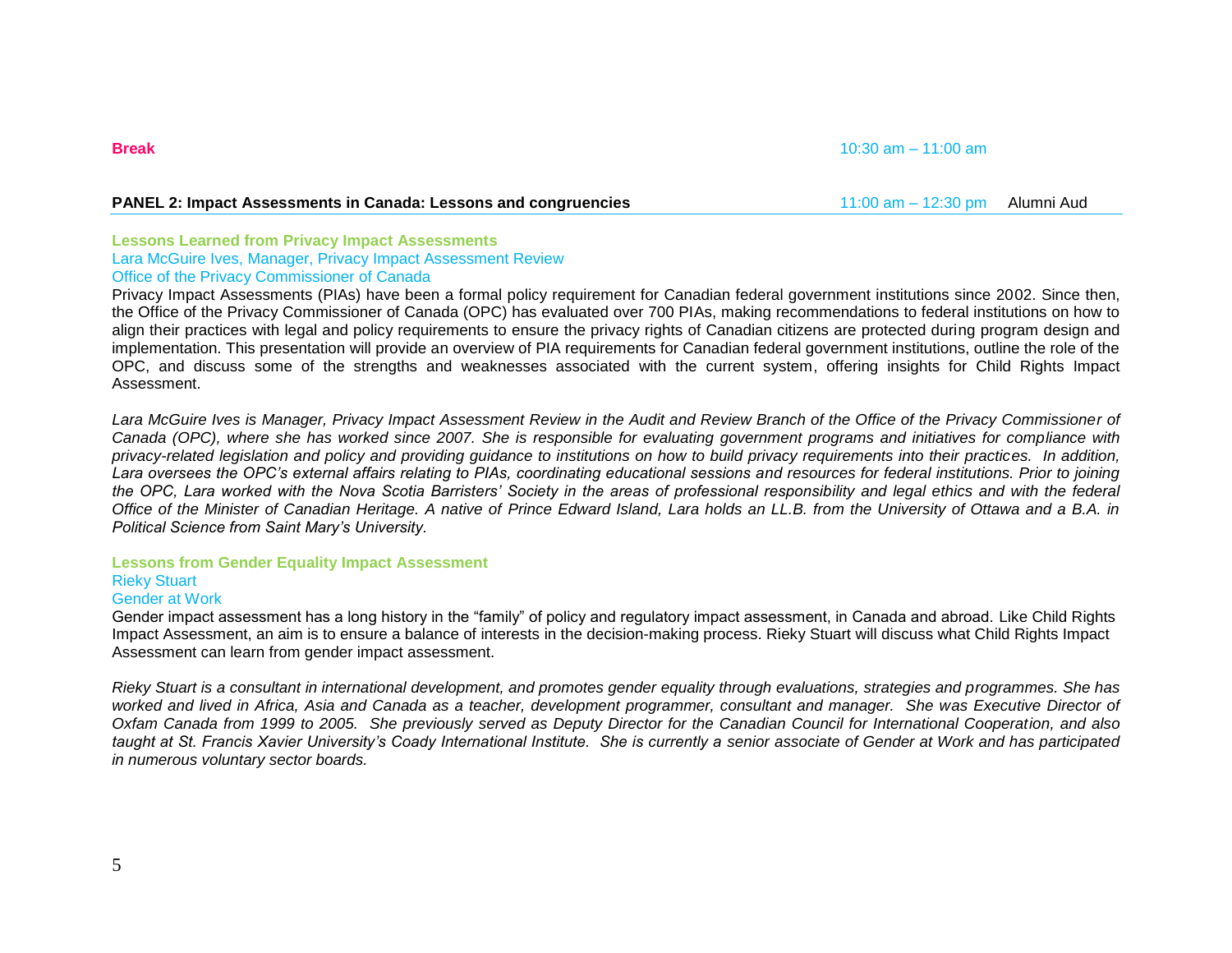**Break** 10:30 am – 11:00 am

## PANEL 2: Impact Assessments in Canada: Lessons and congruencies 11:00 am – 12:30 pm Alumni Aud

### Lessons Learned from Privacy Impact Assessments

Lara McGuire Ives, Manager, Privacy Impact Assessment Review
Office of the Privacy Commissioner of Canada

Privacy Impact Assessments (PIAs) have been a formal policy requirement for Canadian federal government institutions since 2002. Since then, the Office of the Privacy Commissioner of Canada (OPC) has evaluated over 700 PIAs, making recommendations to federal institutions on how to align their practices with legal and policy requirements to ensure the privacy rights of Canadian citizens are protected during program design and implementation. This presentation will provide an overview of PIA requirements for Canadian federal government institutions, outline the role of the OPC, and discuss some of the strengths and weaknesses associated with the current system, offering insights for Child Rights Impact Assessment.

*Lara McGuire Ives is Manager, Privacy Impact Assessment Review in the Audit and Review Branch of the Office of the Privacy Commissioner of Canada (OPC), where she has worked since 2007. She is responsible for evaluating government programs and initiatives for compliance with privacy-related legislation and policy and providing guidance to institutions on how to build privacy requirements into their practices. In addition, Lara oversees the OPC's external affairs relating to PIAs, coordinating educational sessions and resources for federal institutions. Prior to joining the OPC, Lara worked with the Nova Scotia Barristers' Society in the areas of professional responsibility and legal ethics and with the federal Office of the Minister of Canadian Heritage. A native of Prince Edward Island, Lara holds an LL.B. from the University of Ottawa and a B.A. in Political Science from Saint Mary's University.*

### Lessons from Gender Equality Impact Assessment

Rieky Stuart
Gender at Work

Gender impact assessment has a long history in the "family" of policy and regulatory impact assessment, in Canada and abroad. Like Child Rights Impact Assessment, an aim is to ensure a balance of interests in the decision-making process. Rieky Stuart will discuss what Child Rights Impact Assessment can learn from gender impact assessment.

*Rieky Stuart is a consultant in international development, and promotes gender equality through evaluations, strategies and programmes. She has worked and lived in Africa, Asia and Canada as a teacher, development programmer, consultant and manager. She was Executive Director of Oxfam Canada from 1999 to 2005. She previously served as Deputy Director for the Canadian Council for International Cooperation, and also taught at St. Francis Xavier University's Coady International Institute. She is currently a senior associate of Gender at Work and has participated in numerous voluntary sector boards.*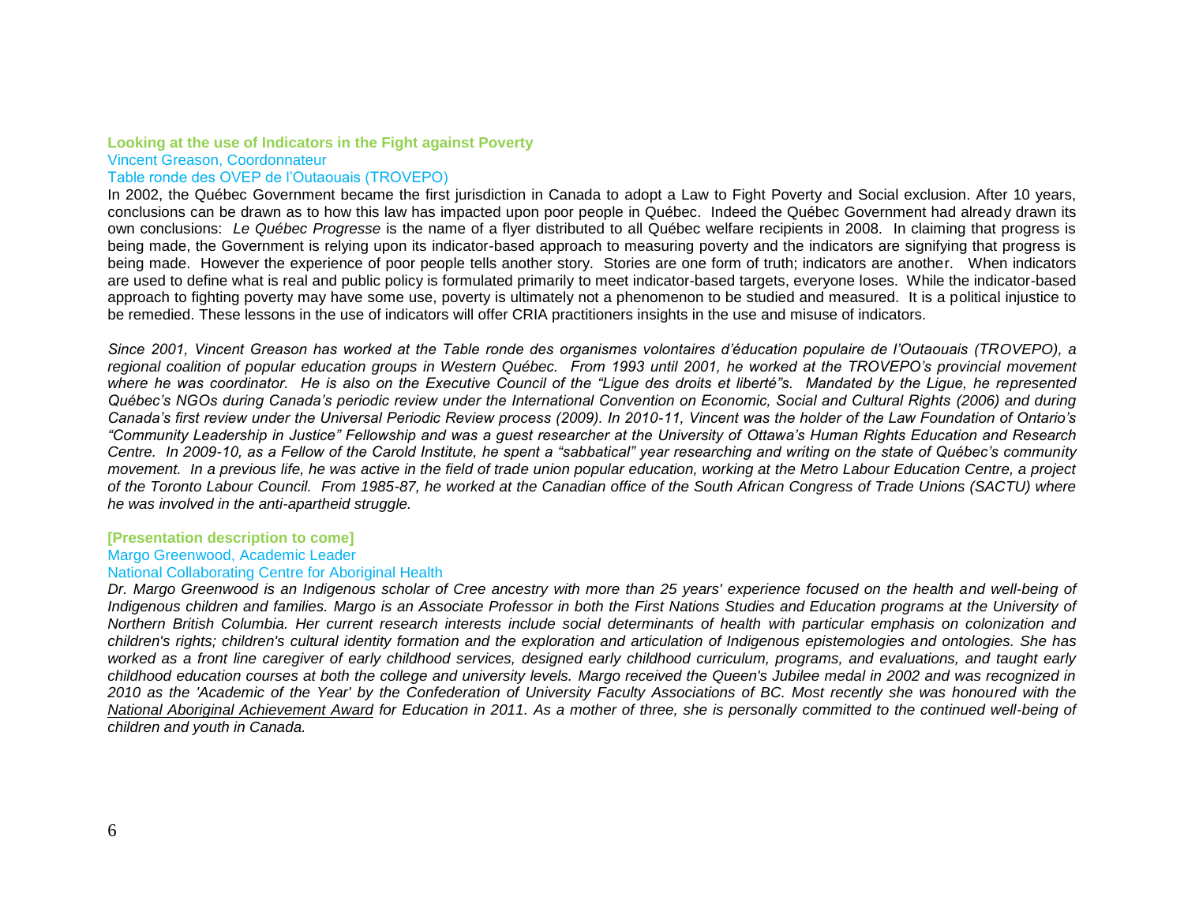### Looking at the use of Indicators in the Fight against Poverty

Vincent Greason, Coordonnateur
Table ronde des OVEP de l'Outaouais (TROVEPO)

In 2002, the Québec Government became the first jurisdiction in Canada to adopt a Law to Fight Poverty and Social exclusion. After 10 years, conclusions can be drawn as to how this law has impacted upon poor people in Québec. Indeed the Québec Government had already drawn its own conclusions: *Le Québec Progresse* is the name of a flyer distributed to all Québec welfare recipients in 2008. In claiming that progress is being made, the Government is relying upon its indicator-based approach to measuring poverty and the indicators are signifying that progress is being made. However the experience of poor people tells another story. Stories are one form of truth; indicators are another. When indicators are used to define what is real and public policy is formulated primarily to meet indicator-based targets, everyone loses. While the indicator-based approach to fighting poverty may have some use, poverty is ultimately not a phenomenon to be studied and measured. It is a political injustice to be remedied. These lessons in the use of indicators will offer CRIA practitioners insights in the use and misuse of indicators.

*Since 2001, Vincent Greason has worked at the Table ronde des organismes volontaires d'éducation populaire de l'Outaouais (TROVEPO), a regional coalition of popular education groups in Western Québec. From 1993 until 2001, he worked at the TROVEPO's provincial movement where he was coordinator. He is also on the Executive Council of the "Ligue des droits et liberté"s. Mandated by the Ligue, he represented Québec's NGOs during Canada's periodic review under the International Convention on Economic, Social and Cultural Rights (2006) and during Canada's first review under the Universal Periodic Review process (2009). In 2010-11, Vincent was the holder of the Law Foundation of Ontario's "Community Leadership in Justice" Fellowship and was a guest researcher at the University of Ottawa's Human Rights Education and Research Centre. In 2009-10, as a Fellow of the Carold Institute, he spent a "sabbatical" year researching and writing on the state of Québec's community movement. In a previous life, he was active in the field of trade union popular education, working at the Metro Labour Education Centre, a project of the Toronto Labour Council. From 1985-87, he worked at the Canadian office of the South African Congress of Trade Unions (SACTU) where he was involved in the anti-apartheid struggle.*

### [Presentation description to come]

Margo Greenwood, Academic Leader
National Collaborating Centre for Aboriginal Health

*Dr. Margo Greenwood is an Indigenous scholar of Cree ancestry with more than 25 years' experience focused on the health and well-being of Indigenous children and families. Margo is an Associate Professor in both the First Nations Studies and Education programs at the University of Northern British Columbia. Her current research interests include social determinants of health with particular emphasis on colonization and children's rights; children's cultural identity formation and the exploration and articulation of Indigenous epistemologies and ontologies. She has worked as a front line caregiver of early childhood services, designed early childhood curriculum, programs, and evaluations, and taught early childhood education courses at both the college and university levels. Margo received the Queen's Jubilee medal in 2002 and was recognized in 2010 as the 'Academic of the Year' by the Confederation of University Faculty Associations of BC. Most recently she was honoured with the National Aboriginal Achievement Award for Education in 2011. As a mother of three, she is personally committed to the continued well-being of children and youth in Canada.*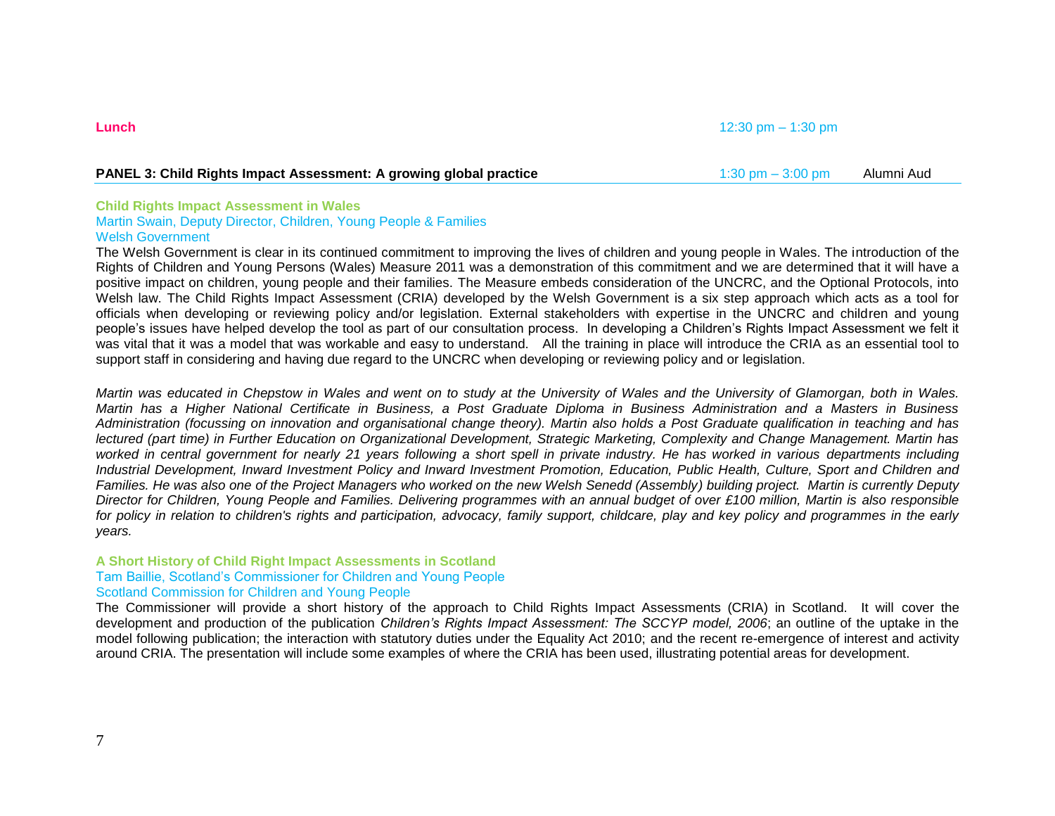**Lunch** 12:30 pm – 1:30 pm

## PANEL 3: Child Rights Impact Assessment: A growing global practice

1:30 pm – 3:00 pm Alumni Aud

### Child Rights Impact Assessment in Wales

Martin Swain, Deputy Director, Children, Young People & Families
Welsh Government

The Welsh Government is clear in its continued commitment to improving the lives of children and young people in Wales. The introduction of the Rights of Children and Young Persons (Wales) Measure 2011 was a demonstration of this commitment and we are determined that it will have a positive impact on children, young people and their families. The Measure embeds consideration of the UNCRC, and the Optional Protocols, into Welsh law. The Child Rights Impact Assessment (CRIA) developed by the Welsh Government is a six step approach which acts as a tool for officials when developing or reviewing policy and/or legislation. External stakeholders with expertise in the UNCRC and children and young people's issues have helped develop the tool as part of our consultation process. In developing a Children's Rights Impact Assessment we felt it was vital that it was a model that was workable and easy to understand. All the training in place will introduce the CRIA as an essential tool to support staff in considering and having due regard to the UNCRC when developing or reviewing policy and or legislation.

*Martin was educated in Chepstow in Wales and went on to study at the University of Wales and the University of Glamorgan, both in Wales. Martin has a Higher National Certificate in Business, a Post Graduate Diploma in Business Administration and a Masters in Business Administration (focussing on innovation and organisational change theory). Martin also holds a Post Graduate qualification in teaching and has lectured (part time) in Further Education on Organizational Development, Strategic Marketing, Complexity and Change Management. Martin has worked in central government for nearly 21 years following a short spell in private industry. He has worked in various departments including Industrial Development, Inward Investment Policy and Inward Investment Promotion, Education, Public Health, Culture, Sport and Children and Families. He was also one of the Project Managers who worked on the new Welsh Senedd (Assembly) building project. Martin is currently Deputy Director for Children, Young People and Families. Delivering programmes with an annual budget of over £100 million, Martin is also responsible for policy in relation to children's rights and participation, advocacy, family support, childcare, play and key policy and programmes in the early years.*

### A Short History of Child Right Impact Assessments in Scotland

Tam Baillie, Scotland's Commissioner for Children and Young People
Scotland Commission for Children and Young People

The Commissioner will provide a short history of the approach to Child Rights Impact Assessments (CRIA) in Scotland. It will cover the development and production of the publication *Children's Rights Impact Assessment: The SCCYP model, 2006*; an outline of the uptake in the model following publication; the interaction with statutory duties under the Equality Act 2010; and the recent re-emergence of interest and activity around CRIA. The presentation will include some examples of where the CRIA has been used, illustrating potential areas for development.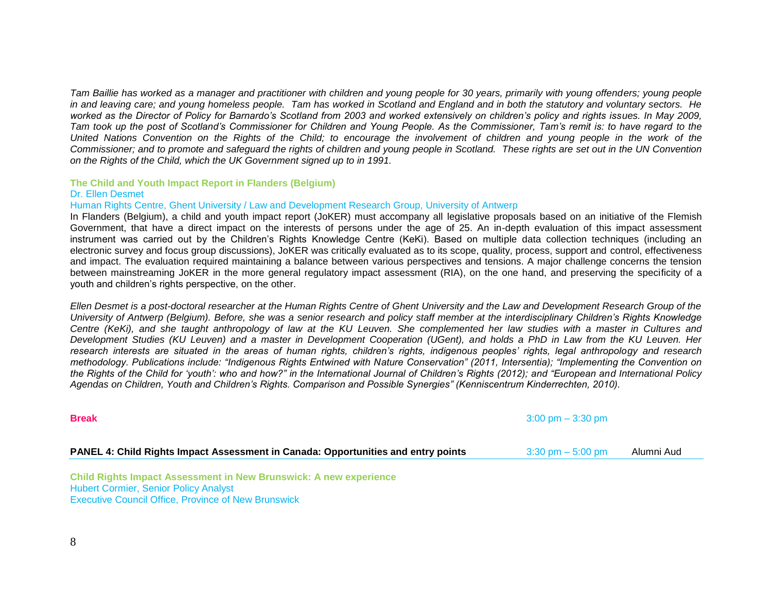*Tam Baillie has worked as a manager and practitioner with children and young people for 30 years, primarily with young offenders; young people in and leaving care; and young homeless people. Tam has worked in Scotland and England and in both the statutory and voluntary sectors. He worked as the Director of Policy for Barnardo's Scotland from 2003 and worked extensively on children's policy and rights issues. In May 2009, Tam took up the post of Scotland's Commissioner for Children and Young People. As the Commissioner, Tam's remit is: to have regard to the United Nations Convention on the Rights of the Child; to encourage the involvement of children and young people in the work of the Commissioner; and to promote and safeguard the rights of children and young people in Scotland. These rights are set out in the UN Convention on the Rights of the Child, which the UK Government signed up to in 1991.*

**The Child and Youth Impact Report in Flanders (Belgium)**

Dr. Ellen Desmet

Human Rights Centre, Ghent University / Law and Development Research Group, University of Antwerp

In Flanders (Belgium), a child and youth impact report (JoKER) must accompany all legislative proposals based on an initiative of the Flemish Government, that have a direct impact on the interests of persons under the age of 25. An in-depth evaluation of this impact assessment instrument was carried out by the Children's Rights Knowledge Centre (KeKi). Based on multiple data collection techniques (including an electronic survey and focus group discussions), JoKER was critically evaluated as to its scope, quality, process, support and control, effectiveness and impact. The evaluation required maintaining a balance between various perspectives and tensions. A major challenge concerns the tension between mainstreaming JoKER in the more general regulatory impact assessment (RIA), on the one hand, and preserving the specificity of a youth and children's rights perspective, on the other.

*Ellen Desmet is a post-doctoral researcher at the Human Rights Centre of Ghent University and the Law and Development Research Group of the University of Antwerp (Belgium). Before, she was a senior research and policy staff member at the interdisciplinary Children's Rights Knowledge Centre (KeKi), and she taught anthropology of law at the KU Leuven. She complemented her law studies with a master in Cultures and Development Studies (KU Leuven) and a master in Development Cooperation (UGent), and holds a PhD in Law from the KU Leuven. Her research interests are situated in the areas of human rights, children's rights, indigenous peoples' rights, legal anthropology and research methodology. Publications include: "Indigenous Rights Entwined with Nature Conservation" (2011, Intersentia); "Implementing the Convention on the Rights of the Child for 'youth': who and how?" in the International Journal of Children's Rights (2012); and "European and International Policy Agendas on Children, Youth and Children's Rights. Comparison and Possible Synergies" (Kenniscentrum Kinderrechten, 2010).*

**Break** 3:00 pm – 3:30 pm

**PANEL 4: Child Rights Impact Assessment in Canada: Opportunities and entry points** 3:30 pm – 5:00 pm Alumni Aud

**Child Rights Impact Assessment in New Brunswick: A new experience**

Hubert Cormier, Senior Policy Analyst

Executive Council Office, Province of New Brunswick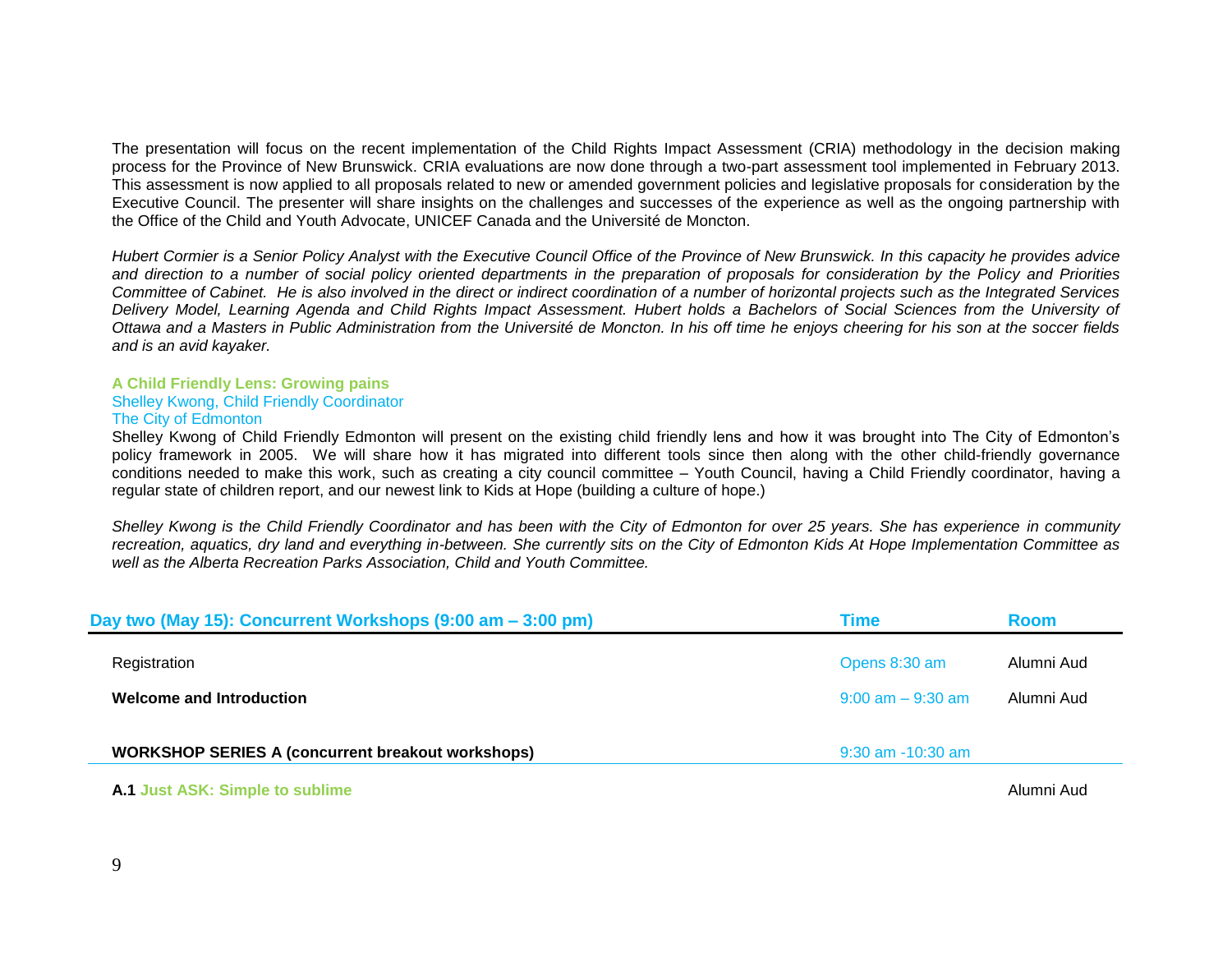The presentation will focus on the recent implementation of the Child Rights Impact Assessment (CRIA) methodology in the decision making process for the Province of New Brunswick. CRIA evaluations are now done through a two-part assessment tool implemented in February 2013. This assessment is now applied to all proposals related to new or amended government policies and legislative proposals for consideration by the Executive Council. The presenter will share insights on the challenges and successes of the experience as well as the ongoing partnership with the Office of the Child and Youth Advocate, UNICEF Canada and the Université de Moncton.

*Hubert Cormier is a Senior Policy Analyst with the Executive Council Office of the Province of New Brunswick. In this capacity he provides advice and direction to a number of social policy oriented departments in the preparation of proposals for consideration by the Policy and Priorities Committee of Cabinet. He is also involved in the direct or indirect coordination of a number of horizontal projects such as the Integrated Services Delivery Model, Learning Agenda and Child Rights Impact Assessment. Hubert holds a Bachelors of Social Sciences from the University of Ottawa and a Masters in Public Administration from the Université de Moncton. In his off time he enjoys cheering for his son at the soccer fields and is an avid kayaker.*

**A Child Friendly Lens: Growing pains**
Shelley Kwong, Child Friendly Coordinator
The City of Edmonton

Shelley Kwong of Child Friendly Edmonton will present on the existing child friendly lens and how it was brought into The City of Edmonton's policy framework in 2005. We will share how it has migrated into different tools since then along with the other child-friendly governance conditions needed to make this work, such as creating a city council committee – Youth Council, having a Child Friendly coordinator, having a regular state of children report, and our newest link to Kids at Hope (building a culture of hope.)

*Shelley Kwong is the Child Friendly Coordinator and has been with the City of Edmonton for over 25 years. She has experience in community recreation, aquatics, dry land and everything in-between. She currently sits on the City of Edmonton Kids At Hope Implementation Committee as well as the Alberta Recreation Parks Association, Child and Youth Committee.*

| Day two (May 15): Concurrent Workshops (9:00 am – 3:00 pm) | Time | Room |
|---|---|---|
| Registration | Opens 8:30 am | Alumni Aud |
| **Welcome and Introduction** | 9:00 am – 9:30 am | Alumni Aud |
| **WORKSHOP SERIES A (concurrent breakout workshops)** | 9:30 am -10:30 am | |
| **A.1 Just ASK: Simple to sublime** | | Alumni Aud |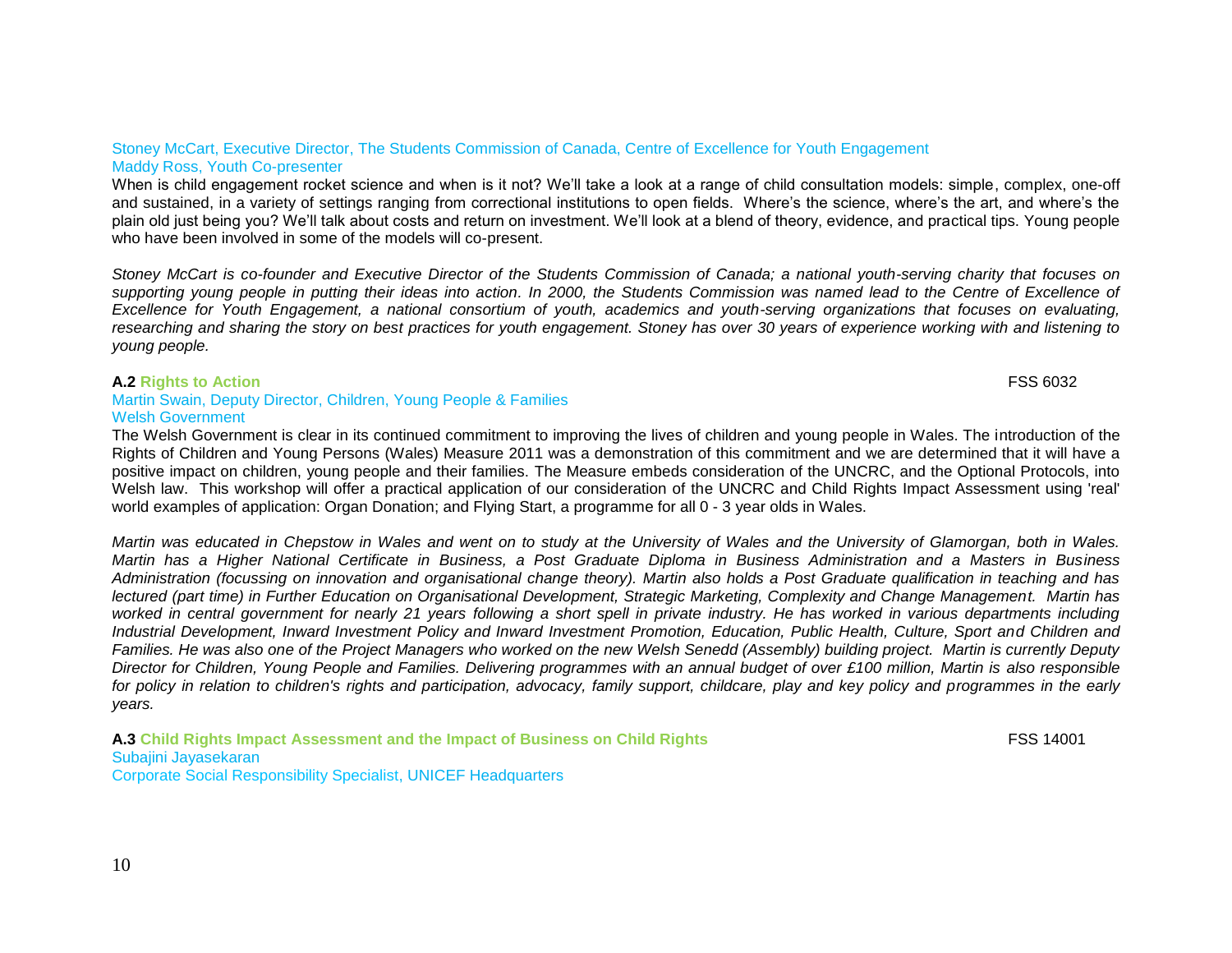Stoney McCart, Executive Director, The Students Commission of Canada, Centre of Excellence for Youth Engagement
Maddy Ross, Youth Co-presenter

When is child engagement rocket science and when is it not? We'll take a look at a range of child consultation models: simple, complex, one-off and sustained, in a variety of settings ranging from correctional institutions to open fields. Where's the science, where's the art, and where's the plain old just being you? We'll talk about costs and return on investment. We'll look at a blend of theory, evidence, and practical tips. Young people who have been involved in some of the models will co-present.

*Stoney McCart is co-founder and Executive Director of the Students Commission of Canada; a national youth-serving charity that focuses on supporting young people in putting their ideas into action. In 2000, the Students Commission was named lead to the Centre of Excellence of Excellence for Youth Engagement, a national consortium of youth, academics and youth-serving organizations that focuses on evaluating, researching and sharing the story on best practices for youth engagement. Stoney has over 30 years of experience working with and listening to young people.*

**A.2 Rights to Action** FSS 6032

Martin Swain, Deputy Director, Children, Young People & Families
Welsh Government

The Welsh Government is clear in its continued commitment to improving the lives of children and young people in Wales. The introduction of the Rights of Children and Young Persons (Wales) Measure 2011 was a demonstration of this commitment and we are determined that it will have a positive impact on children, young people and their families. The Measure embeds consideration of the UNCRC, and the Optional Protocols, into Welsh law. This workshop will offer a practical application of our consideration of the UNCRC and Child Rights Impact Assessment using 'real' world examples of application: Organ Donation; and Flying Start, a programme for all 0 - 3 year olds in Wales.

*Martin was educated in Chepstow in Wales and went on to study at the University of Wales and the University of Glamorgan, both in Wales. Martin has a Higher National Certificate in Business, a Post Graduate Diploma in Business Administration and a Masters in Business Administration (focussing on innovation and organisational change theory). Martin also holds a Post Graduate qualification in teaching and has lectured (part time) in Further Education on Organisational Development, Strategic Marketing, Complexity and Change Management. Martin has worked in central government for nearly 21 years following a short spell in private industry. He has worked in various departments including Industrial Development, Inward Investment Policy and Inward Investment Promotion, Education, Public Health, Culture, Sport and Children and Families. He was also one of the Project Managers who worked on the new Welsh Senedd (Assembly) building project. Martin is currently Deputy Director for Children, Young People and Families. Delivering programmes with an annual budget of over £100 million, Martin is also responsible for policy in relation to children's rights and participation, advocacy, family support, childcare, play and key policy and programmes in the early years.*

**A.3 Child Rights Impact Assessment and the Impact of Business on Child Rights** FSS 14001

Subajini Jayasekaran
Corporate Social Responsibility Specialist, UNICEF Headquarters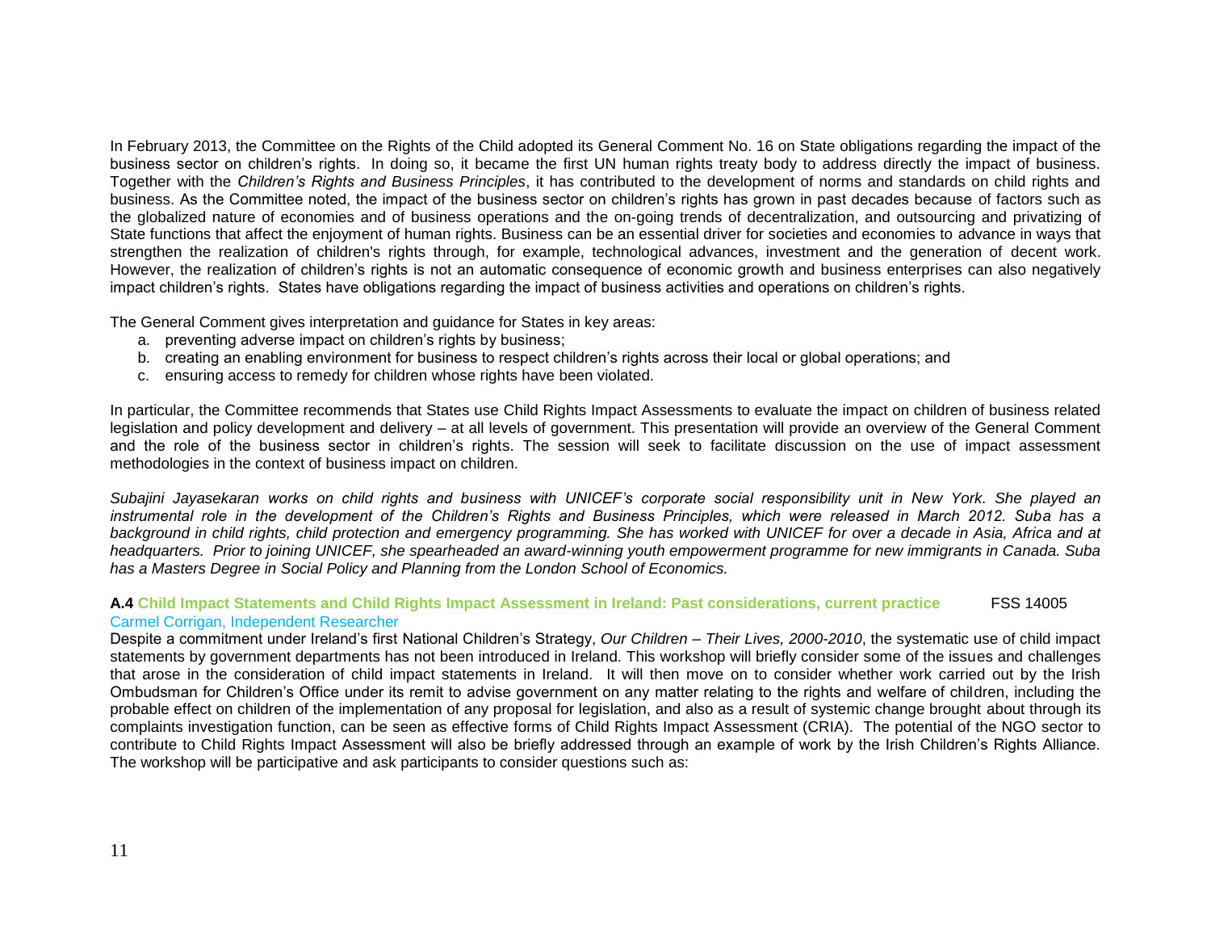In February 2013, the Committee on the Rights of the Child adopted its General Comment No. 16 on State obligations regarding the impact of the business sector on children's rights. In doing so, it became the first UN human rights treaty body to address directly the impact of business. Together with the *Children's Rights and Business Principles*, it has contributed to the development of norms and standards on child rights and business. As the Committee noted, the impact of the business sector on children's rights has grown in past decades because of factors such as the globalized nature of economies and of business operations and the on-going trends of decentralization, and outsourcing and privatizing of State functions that affect the enjoyment of human rights. Business can be an essential driver for societies and economies to advance in ways that strengthen the realization of children's rights through, for example, technological advances, investment and the generation of decent work. However, the realization of children's rights is not an automatic consequence of economic growth and business enterprises can also negatively impact children's rights. States have obligations regarding the impact of business activities and operations on children's rights.

The General Comment gives interpretation and guidance for States in key areas:

a. preventing adverse impact on children's rights by business;
b. creating an enabling environment for business to respect children's rights across their local or global operations; and
c. ensuring access to remedy for children whose rights have been violated.

In particular, the Committee recommends that States use Child Rights Impact Assessments to evaluate the impact on children of business related legislation and policy development and delivery – at all levels of government. This presentation will provide an overview of the General Comment and the role of the business sector in children's rights. The session will seek to facilitate discussion on the use of impact assessment methodologies in the context of business impact on children.

*Subajini Jayasekaran works on child rights and business with UNICEF's corporate social responsibility unit in New York. She played an instrumental role in the development of the Children's Rights and Business Principles, which were released in March 2012. Suba has a background in child rights, child protection and emergency programming. She has worked with UNICEF for over a decade in Asia, Africa and at headquarters. Prior to joining UNICEF, she spearheaded an award-winning youth empowerment programme for new immigrants in Canada. Suba has a Masters Degree in Social Policy and Planning from the London School of Economics.*

### A.4 Child Impact Statements and Child Rights Impact Assessment in Ireland: Past considerations, current practice FSS 14005

Carmel Corrigan, Independent Researcher

Despite a commitment under Ireland's first National Children's Strategy, *Our Children – Their Lives, 2000-2010*, the systematic use of child impact statements by government departments has not been introduced in Ireland. This workshop will briefly consider some of the issues and challenges that arose in the consideration of child impact statements in Ireland. It will then move on to consider whether work carried out by the Irish Ombudsman for Children's Office under its remit to advise government on any matter relating to the rights and welfare of children, including the probable effect on children of the implementation of any proposal for legislation, and also as a result of systemic change brought about through its complaints investigation function, can be seen as effective forms of Child Rights Impact Assessment (CRIA). The potential of the NGO sector to contribute to Child Rights Impact Assessment will also be briefly addressed through an example of work by the Irish Children's Rights Alliance. The workshop will be participative and ask participants to consider questions such as: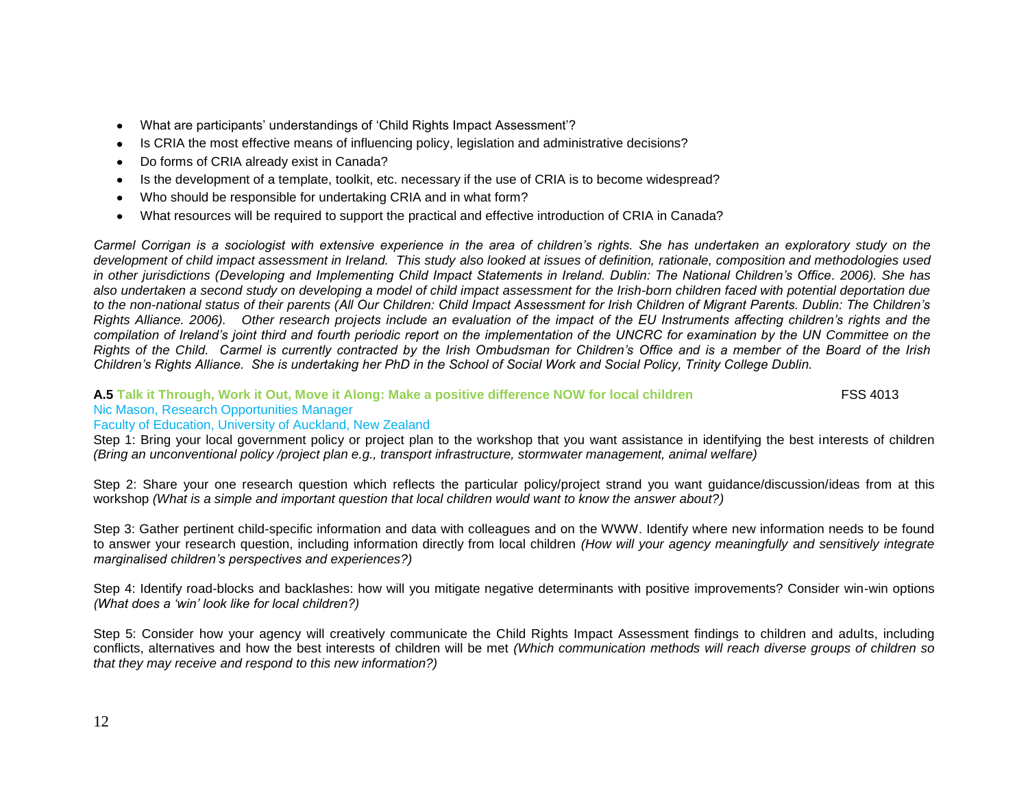- What are participants' understandings of 'Child Rights Impact Assessment'?
- Is CRIA the most effective means of influencing policy, legislation and administrative decisions?
- Do forms of CRIA already exist in Canada?
- Is the development of a template, toolkit, etc. necessary if the use of CRIA is to become widespread?
- Who should be responsible for undertaking CRIA and in what form?
- What resources will be required to support the practical and effective introduction of CRIA in Canada?

*Carmel Corrigan is a sociologist with extensive experience in the area of children's rights. She has undertaken an exploratory study on the development of child impact assessment in Ireland. This study also looked at issues of definition, rationale, composition and methodologies used in other jurisdictions (Developing and Implementing Child Impact Statements in Ireland. Dublin: The National Children's Office. 2006). She has also undertaken a second study on developing a model of child impact assessment for the Irish-born children faced with potential deportation due to the non-national status of their parents (All Our Children: Child Impact Assessment for Irish Children of Migrant Parents. Dublin: The Children's Rights Alliance. 2006). Other research projects include an evaluation of the impact of the EU Instruments affecting children's rights and the compilation of Ireland's joint third and fourth periodic report on the implementation of the UNCRC for examination by the UN Committee on the Rights of the Child. Carmel is currently contracted by the Irish Ombudsman for Children's Office and is a member of the Board of the Irish Children's Rights Alliance. She is undertaking her PhD in the School of Social Work and Social Policy, Trinity College Dublin.*

**A.5 Talk it Through, Work it Out, Move it Along: Make a positive difference NOW for local children** FSS 4013

Nic Mason, Research Opportunities Manager

Faculty of Education, University of Auckland, New Zealand

Step 1: Bring your local government policy or project plan to the workshop that you want assistance in identifying the best interests of children *(Bring an unconventional policy /project plan e.g., transport infrastructure, stormwater management, animal welfare)*

Step 2: Share your one research question which reflects the particular policy/project strand you want guidance/discussion/ideas from at this workshop *(What is a simple and important question that local children would want to know the answer about?)*

Step 3: Gather pertinent child-specific information and data with colleagues and on the WWW. Identify where new information needs to be found to answer your research question, including information directly from local children *(How will your agency meaningfully and sensitively integrate marginalised children's perspectives and experiences?)*

Step 4: Identify road-blocks and backlashes: how will you mitigate negative determinants with positive improvements? Consider win-win options *(What does a 'win' look like for local children?)*

Step 5: Consider how your agency will creatively communicate the Child Rights Impact Assessment findings to children and adults, including conflicts, alternatives and how the best interests of children will be met *(Which communication methods will reach diverse groups of children so that they may receive and respond to this new information?)*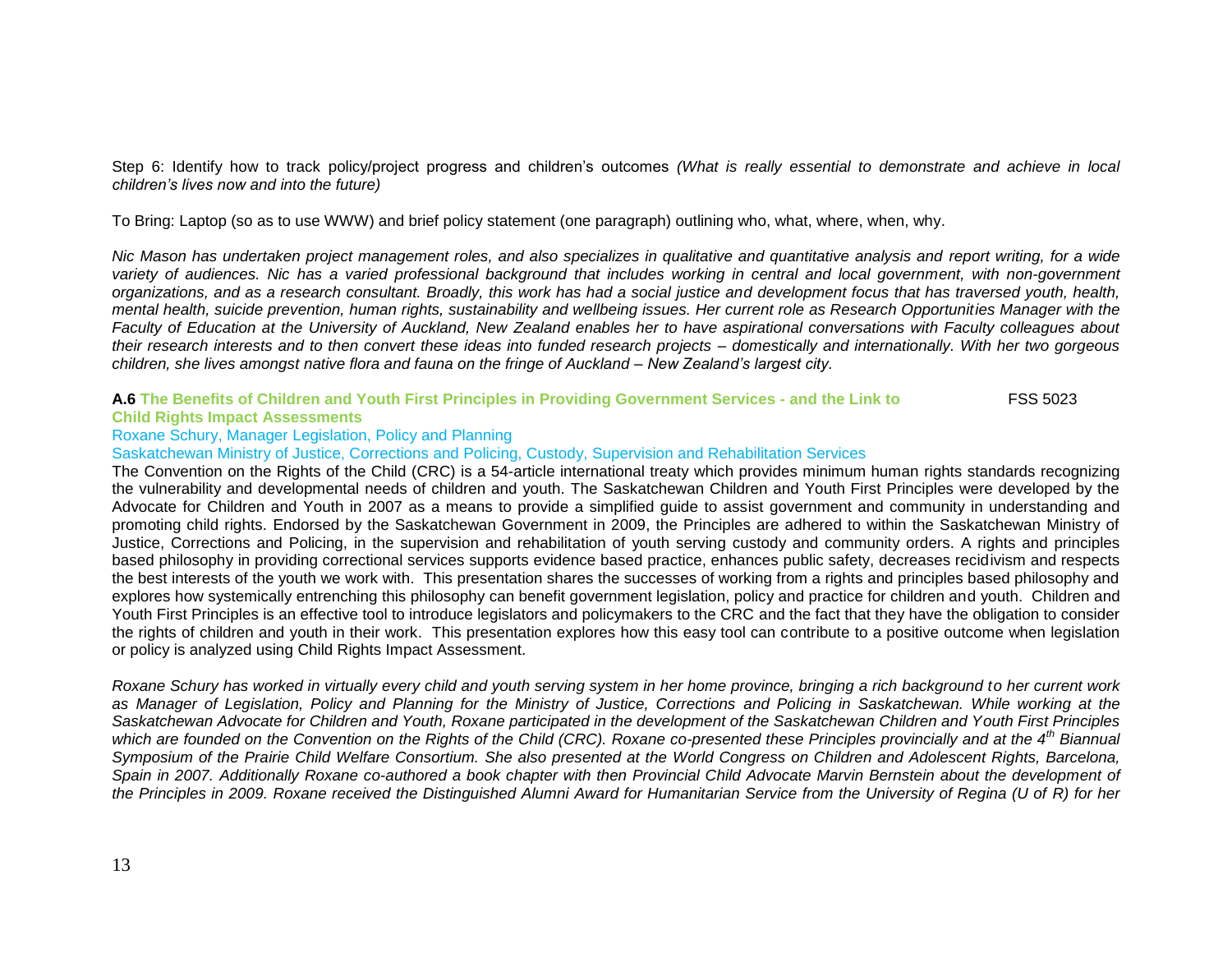Step 6: Identify how to track policy/project progress and children's outcomes *(What is really essential to demonstrate and achieve in local children's lives now and into the future)*

To Bring: Laptop (so as to use WWW) and brief policy statement (one paragraph) outlining who, what, where, when, why.

*Nic Mason has undertaken project management roles, and also specializes in qualitative and quantitative analysis and report writing, for a wide variety of audiences. Nic has a varied professional background that includes working in central and local government, with non-government organizations, and as a research consultant. Broadly, this work has had a social justice and development focus that has traversed youth, health, mental health, suicide prevention, human rights, sustainability and wellbeing issues. Her current role as Research Opportunities Manager with the Faculty of Education at the University of Auckland, New Zealand enables her to have aspirational conversations with Faculty colleagues about their research interests and to then convert these ideas into funded research projects – domestically and internationally. With her two gorgeous children, she lives amongst native flora and fauna on the fringe of Auckland – New Zealand's largest city.*

**A.6 The Benefits of Children and Youth First Principles in Providing Government Services - and the Link to Child Rights Impact Assessments** FSS 5023

Roxane Schury, Manager Legislation, Policy and Planning

Saskatchewan Ministry of Justice, Corrections and Policing, Custody, Supervision and Rehabilitation Services

The Convention on the Rights of the Child (CRC) is a 54-article international treaty which provides minimum human rights standards recognizing the vulnerability and developmental needs of children and youth. The Saskatchewan Children and Youth First Principles were developed by the Advocate for Children and Youth in 2007 as a means to provide a simplified guide to assist government and community in understanding and promoting child rights. Endorsed by the Saskatchewan Government in 2009, the Principles are adhered to within the Saskatchewan Ministry of Justice, Corrections and Policing, in the supervision and rehabilitation of youth serving custody and community orders. A rights and principles based philosophy in providing correctional services supports evidence based practice, enhances public safety, decreases recidivism and respects the best interests of the youth we work with. This presentation shares the successes of working from a rights and principles based philosophy and explores how systemically entrenching this philosophy can benefit government legislation, policy and practice for children and youth. Children and Youth First Principles is an effective tool to introduce legislators and policymakers to the CRC and the fact that they have the obligation to consider the rights of children and youth in their work. This presentation explores how this easy tool can contribute to a positive outcome when legislation or policy is analyzed using Child Rights Impact Assessment.

*Roxane Schury has worked in virtually every child and youth serving system in her home province, bringing a rich background to her current work as Manager of Legislation, Policy and Planning for the Ministry of Justice, Corrections and Policing in Saskatchewan. While working at the Saskatchewan Advocate for Children and Youth, Roxane participated in the development of the Saskatchewan Children and Youth First Principles which are founded on the Convention on the Rights of the Child (CRC). Roxane co-presented these Principles provincially and at the 4th Biannual Symposium of the Prairie Child Welfare Consortium. She also presented at the World Congress on Children and Adolescent Rights, Barcelona, Spain in 2007. Additionally Roxane co-authored a book chapter with then Provincial Child Advocate Marvin Bernstein about the development of the Principles in 2009. Roxane received the Distinguished Alumni Award for Humanitarian Service from the University of Regina (U of R) for her*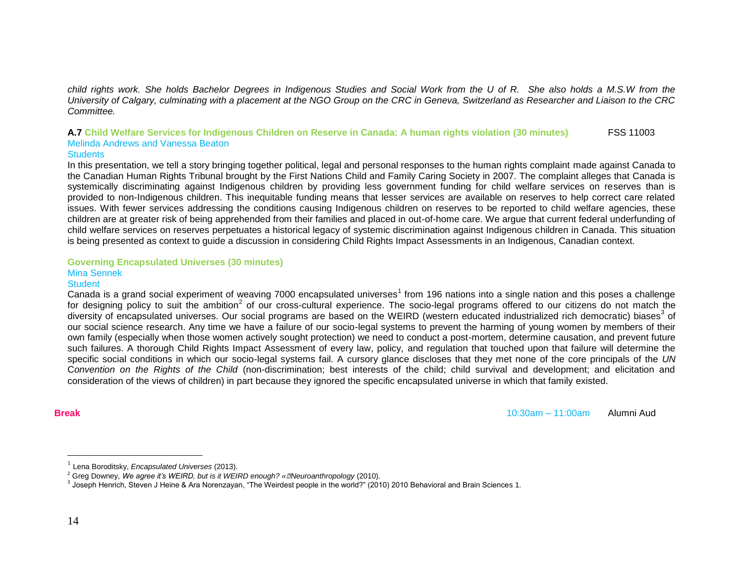*child rights work. She holds Bachelor Degrees in Indigenous Studies and Social Work from the U of R. She also holds a M.S.W from the University of Calgary, culminating with a placement at the NGO Group on the CRC in Geneva, Switzerland as Researcher and Liaison to the CRC Committee.*

**A.7 Child Welfare Services for Indigenous Children on Reserve in Canada: A human rights violation (30 minutes)** FSS 11003

Melinda Andrews and Vanessa Beaton

Students

In this presentation, we tell a story bringing together political, legal and personal responses to the human rights complaint made against Canada to the Canadian Human Rights Tribunal brought by the First Nations Child and Family Caring Society in 2007. The complaint alleges that Canada is systemically discriminating against Indigenous children by providing less government funding for child welfare services on reserves than is provided to non-Indigenous children. This inequitable funding means that lesser services are available on reserves to help correct care related issues. With fewer services addressing the conditions causing Indigenous children on reserves to be reported to child welfare agencies, these children are at greater risk of being apprehended from their families and placed in out-of-home care. We argue that current federal underfunding of child welfare services on reserves perpetuates a historical legacy of systemic discrimination against Indigenous children in Canada. This situation is being presented as context to guide a discussion in considering Child Rights Impact Assessments in an Indigenous, Canadian context.

**Governing Encapsulated Universes (30 minutes)**

Mina Sennek

Student

Canada is a grand social experiment of weaving 7000 encapsulated universes[1] from 196 nations into a single nation and this poses a challenge for designing policy to suit the ambition[2] of our cross-cultural experience. The socio-legal programs offered to our citizens do not match the diversity of encapsulated universes. Our social programs are based on the WEIRD (western educated industrialized rich democratic) biases[3] of our social science research. Any time we have a failure of our socio-legal systems to prevent the harming of young women by members of their own family (especially when those women actively sought protection) we need to conduct a post-mortem, determine causation, and prevent future such failures. A thorough Child Rights Impact Assessment of every law, policy, and regulation that touched upon that failure will determine the specific social conditions in which our socio-legal systems fail. A cursory glance discloses that they met none of the core principals of the *UN Convention on the Rights of the Child* (non-discrimination; best interests of the child; child survival and development; and elicitation and consideration of the views of children) in part because they ignored the specific encapsulated universe in which that family existed.

**Break** 10:30am – 11:00am Alumni Aud

---

[1] Lena Boroditsky, *Encapsulated Universes* (2013).

[2] Greg Downey, *We agree it's WEIRD, but is it WEIRD enough? « Neuroanthropology* (2010).

[3] Joseph Henrich, Steven J Heine & Ara Norenzayan, "The Weirdest people in the world?" (2010) 2010 Behavioral and Brain Sciences 1.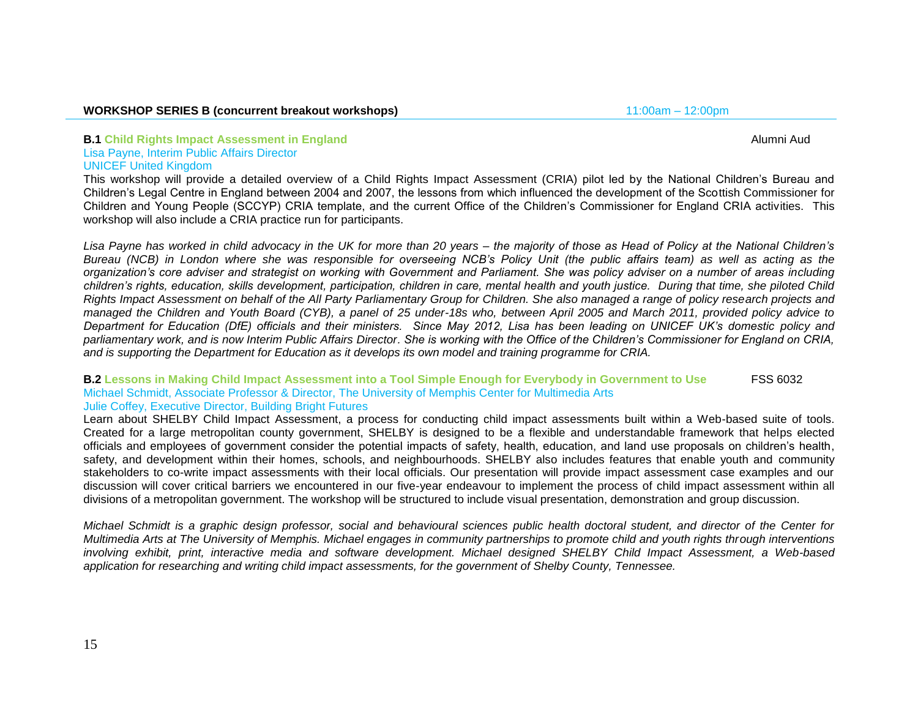## WORKSHOP SERIES B (concurrent breakout workshops) 11:00am – 12:00pm

### B.1 Child Rights Impact Assessment in England — Alumni Aud

Lisa Payne, Interim Public Affairs Director
UNICEF United Kingdom

This workshop will provide a detailed overview of a Child Rights Impact Assessment (CRIA) pilot led by the National Children's Bureau and Children's Legal Centre in England between 2004 and 2007, the lessons from which influenced the development of the Scottish Commissioner for Children and Young People (SCCYP) CRIA template, and the current Office of the Children's Commissioner for England CRIA activities. This workshop will also include a CRIA practice run for participants.

*Lisa Payne has worked in child advocacy in the UK for more than 20 years – the majority of those as Head of Policy at the National Children's Bureau (NCB) in London where she was responsible for overseeing NCB's Policy Unit (the public affairs team) as well as acting as the organization's core adviser and strategist on working with Government and Parliament. She was policy adviser on a number of areas including children's rights, education, skills development, participation, children in care, mental health and youth justice. During that time, she piloted Child Rights Impact Assessment on behalf of the All Party Parliamentary Group for Children. She also managed a range of policy research projects and managed the Children and Youth Board (CYB), a panel of 25 under-18s who, between April 2005 and March 2011, provided policy advice to Department for Education (DfE) officials and their ministers. Since May 2012, Lisa has been leading on UNICEF UK's domestic policy and parliamentary work, and is now Interim Public Affairs Director. She is working with the Office of the Children's Commissioner for England on CRIA, and is supporting the Department for Education as it develops its own model and training programme for CRIA.*

### B.2 Lessons in Making Child Impact Assessment into a Tool Simple Enough for Everybody in Government to Use — FSS 6032

Michael Schmidt, Associate Professor & Director, The University of Memphis Center for Multimedia Arts
Julie Coffey, Executive Director, Building Bright Futures

Learn about SHELBY Child Impact Assessment, a process for conducting child impact assessments built within a Web-based suite of tools. Created for a large metropolitan county government, SHELBY is designed to be a flexible and understandable framework that helps elected officials and employees of government consider the potential impacts of safety, health, education, and land use proposals on children's health, safety, and development within their homes, schools, and neighbourhoods. SHELBY also includes features that enable youth and community stakeholders to co-write impact assessments with their local officials. Our presentation will provide impact assessment case examples and our discussion will cover critical barriers we encountered in our five-year endeavour to implement the process of child impact assessment within all divisions of a metropolitan government. The workshop will be structured to include visual presentation, demonstration and group discussion.

*Michael Schmidt is a graphic design professor, social and behavioural sciences public health doctoral student, and director of the Center for Multimedia Arts at The University of Memphis. Michael engages in community partnerships to promote child and youth rights through interventions involving exhibit, print, interactive media and software development. Michael designed SHELBY Child Impact Assessment, a Web-based application for researching and writing child impact assessments, for the government of Shelby County, Tennessee.*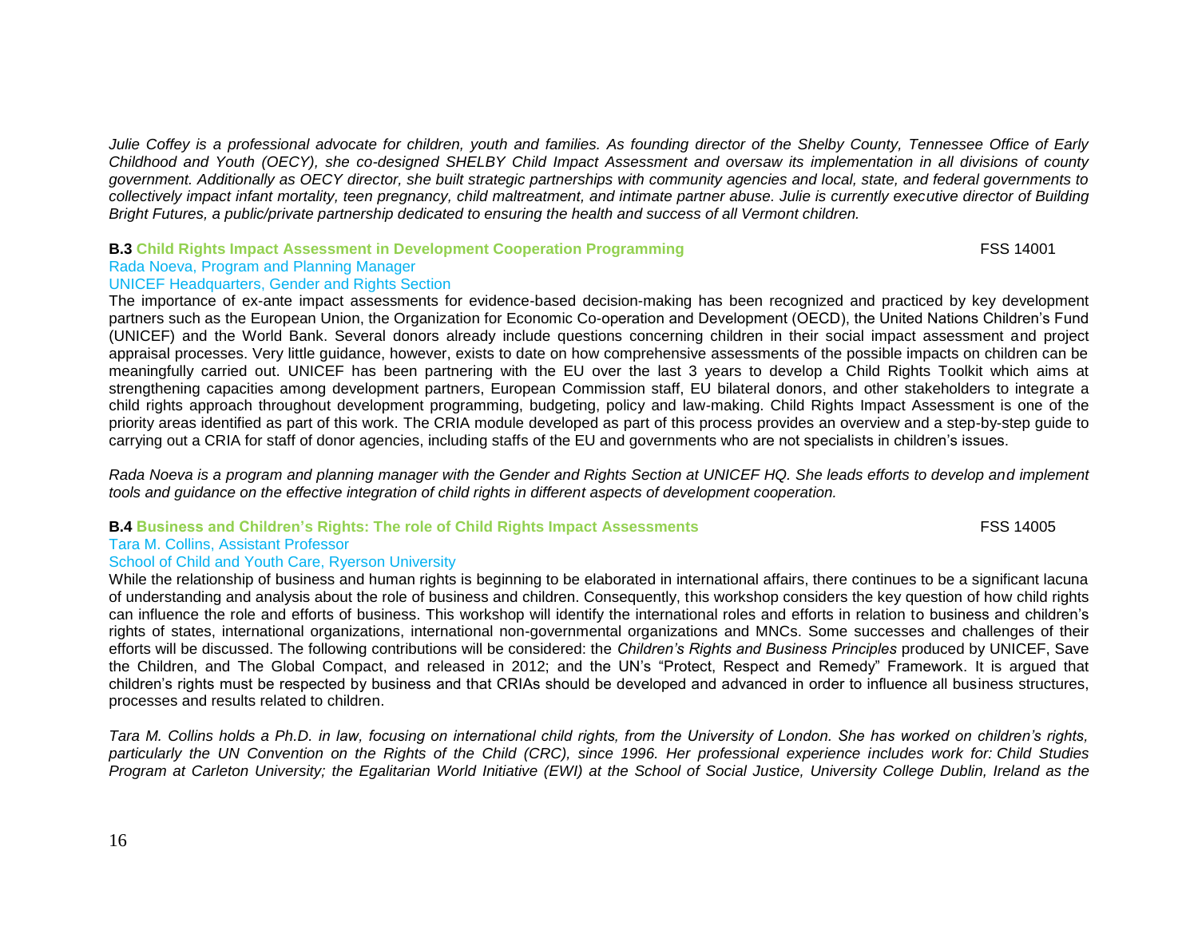*Julie Coffey is a professional advocate for children, youth and families. As founding director of the Shelby County, Tennessee Office of Early Childhood and Youth (OECY), she co-designed SHELBY Child Impact Assessment and oversaw its implementation in all divisions of county government. Additionally as OECY director, she built strategic partnerships with community agencies and local, state, and federal governments to collectively impact infant mortality, teen pregnancy, child maltreatment, and intimate partner abuse. Julie is currently executive director of Building Bright Futures, a public/private partnership dedicated to ensuring the health and success of all Vermont children.*

### **B.3** Child Rights Impact Assessment in Development Cooperation Programming — FSS 14001

Rada Noeva, Program and Planning Manager
UNICEF Headquarters, Gender and Rights Section

The importance of ex-ante impact assessments for evidence-based decision-making has been recognized and practiced by key development partners such as the European Union, the Organization for Economic Co-operation and Development (OECD), the United Nations Children's Fund (UNICEF) and the World Bank. Several donors already include questions concerning children in their social impact assessment and project appraisal processes. Very little guidance, however, exists to date on how comprehensive assessments of the possible impacts on children can be meaningfully carried out. UNICEF has been partnering with the EU over the last 3 years to develop a Child Rights Toolkit which aims at strengthening capacities among development partners, European Commission staff, EU bilateral donors, and other stakeholders to integrate a child rights approach throughout development programming, budgeting, policy and law-making. Child Rights Impact Assessment is one of the priority areas identified as part of this work. The CRIA module developed as part of this process provides an overview and a step-by-step guide to carrying out a CRIA for staff of donor agencies, including staffs of the EU and governments who are not specialists in children's issues.

*Rada Noeva is a program and planning manager with the Gender and Rights Section at UNICEF HQ. She leads efforts to develop and implement tools and guidance on the effective integration of child rights in different aspects of development cooperation.*

### **B.4** Business and Children's Rights: The role of Child Rights Impact Assessments — FSS 14005

Tara M. Collins, Assistant Professor
School of Child and Youth Care, Ryerson University

While the relationship of business and human rights is beginning to be elaborated in international affairs, there continues to be a significant lacuna of understanding and analysis about the role of business and children. Consequently, this workshop considers the key question of how child rights can influence the role and efforts of business. This workshop will identify the international roles and efforts in relation to business and children's rights of states, international organizations, international non-governmental organizations and MNCs. Some successes and challenges of their efforts will be discussed. The following contributions will be considered: the *Children's Rights and Business Principles* produced by UNICEF, Save the Children, and The Global Compact, and released in 2012; and the UN's "Protect, Respect and Remedy" Framework. It is argued that children's rights must be respected by business and that CRIAs should be developed and advanced in order to influence all business structures, processes and results related to children.

*Tara M. Collins holds a Ph.D. in law, focusing on international child rights, from the University of London. She has worked on children's rights, particularly the UN Convention on the Rights of the Child (CRC), since 1996. Her professional experience includes work for: Child Studies Program at Carleton University; the Egalitarian World Initiative (EWI) at the School of Social Justice, University College Dublin, Ireland as the*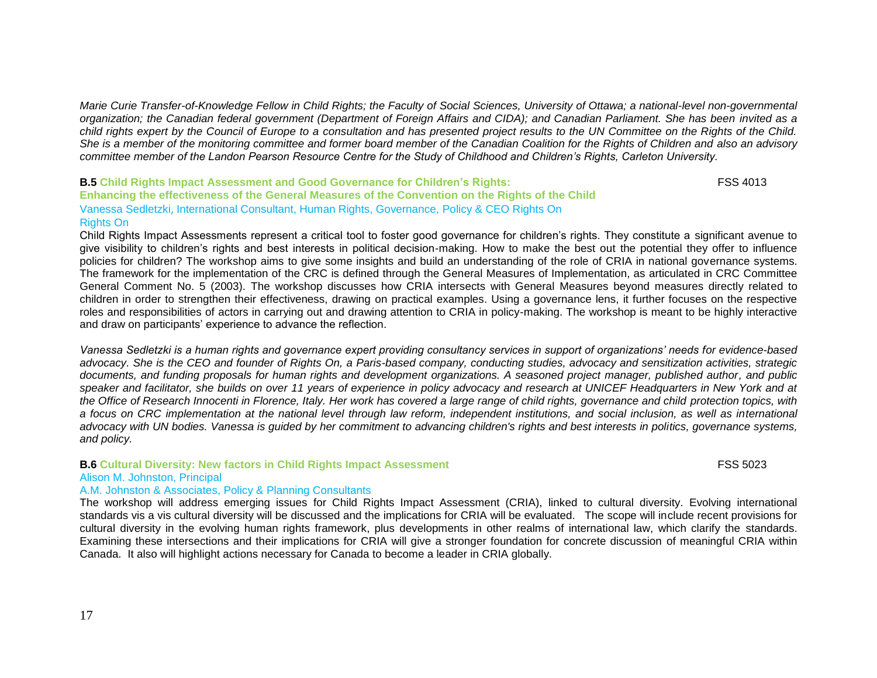*Marie Curie Transfer-of-Knowledge Fellow in Child Rights; the Faculty of Social Sciences, University of Ottawa; a national-level non-governmental organization; the Canadian federal government (Department of Foreign Affairs and CIDA); and Canadian Parliament. She has been invited as a child rights expert by the Council of Europe to a consultation and has presented project results to the UN Committee on the Rights of the Child. She is a member of the monitoring committee and former board member of the Canadian Coalition for the Rights of Children and also an advisory committee member of the Landon Pearson Resource Centre for the Study of Childhood and Children's Rights, Carleton University.*

### **B.5 Child Rights Impact Assessment and Good Governance for Children's Rights: Enhancing the effectiveness of the General Measures of the Convention on the Rights of the Child** — FSS 4013

Vanessa Sedletzki, International Consultant, Human Rights, Governance, Policy & CEO Rights On
Rights On

Child Rights Impact Assessments represent a critical tool to foster good governance for children's rights. They constitute a significant avenue to give visibility to children's rights and best interests in political decision-making. How to make the best out the potential they offer to influence policies for children? The workshop aims to give some insights and build an understanding of the role of CRIA in national governance systems. The framework for the implementation of the CRC is defined through the General Measures of Implementation, as articulated in CRC Committee General Comment No. 5 (2003). The workshop discusses how CRIA intersects with General Measures beyond measures directly related to children in order to strengthen their effectiveness, drawing on practical examples. Using a governance lens, it further focuses on the respective roles and responsibilities of actors in carrying out and drawing attention to CRIA in policy-making. The workshop is meant to be highly interactive and draw on participants' experience to advance the reflection.

*Vanessa Sedletzki is a human rights and governance expert providing consultancy services in support of organizations' needs for evidence-based advocacy. She is the CEO and founder of Rights On, a Paris-based company, conducting studies, advocacy and sensitization activities, strategic documents, and funding proposals for human rights and development organizations. A seasoned project manager, published author, and public speaker and facilitator, she builds on over 11 years of experience in policy advocacy and research at UNICEF Headquarters in New York and at the Office of Research Innocenti in Florence, Italy. Her work has covered a large range of child rights, governance and child protection topics, with a focus on CRC implementation at the national level through law reform, independent institutions, and social inclusion, as well as international advocacy with UN bodies. Vanessa is guided by her commitment to advancing children's rights and best interests in politics, governance systems, and policy.*

### **B.6 Cultural Diversity: New factors in Child Rights Impact Assessment** — FSS 5023

Alison M. Johnston, Principal
A.M. Johnston & Associates, Policy & Planning Consultants

The workshop will address emerging issues for Child Rights Impact Assessment (CRIA), linked to cultural diversity. Evolving international standards vis a vis cultural diversity will be discussed and the implications for CRIA will be evaluated. The scope will include recent provisions for cultural diversity in the evolving human rights framework, plus developments in other realms of international law, which clarify the standards. Examining these intersections and their implications for CRIA will give a stronger foundation for concrete discussion of meaningful CRIA within Canada. It also will highlight actions necessary for Canada to become a leader in CRIA globally.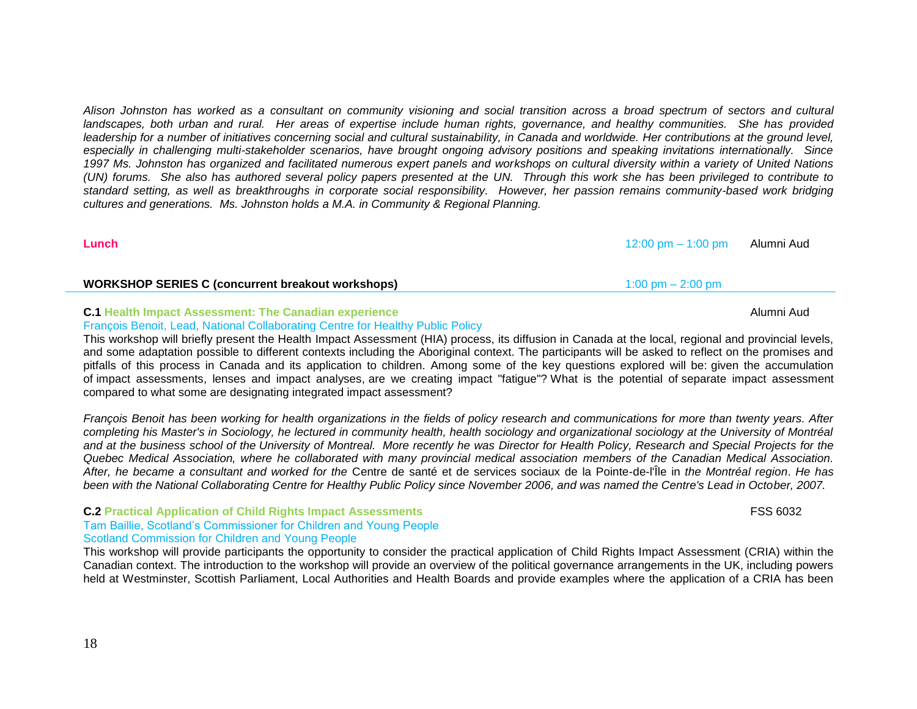*Alison Johnston has worked as a consultant on community visioning and social transition across a broad spectrum of sectors and cultural landscapes, both urban and rural. Her areas of expertise include human rights, governance, and healthy communities. She has provided leadership for a number of initiatives concerning social and cultural sustainability, in Canada and worldwide. Her contributions at the ground level, especially in challenging multi-stakeholder scenarios, have brought ongoing advisory positions and speaking invitations internationally. Since 1997 Ms. Johnston has organized and facilitated numerous expert panels and workshops on cultural diversity within a variety of United Nations (UN) forums. She also has authored several policy papers presented at the UN. Through this work she has been privileged to contribute to standard setting, as well as breakthroughs in corporate social responsibility. However, her passion remains community-based work bridging cultures and generations. Ms. Johnston holds a M.A. in Community & Regional Planning.*

**Lunch** — 12:00 pm – 1:00 pm — Alumni Aud

**WORKSHOP SERIES C (concurrent breakout workshops)** — 1:00 pm – 2:00 pm

---

**C.1 Health Impact Assessment: The Canadian experience** — Alumni Aud

François Benoit, Lead, National Collaborating Centre for Healthy Public Policy

This workshop will briefly present the Health Impact Assessment (HIA) process, its diffusion in Canada at the local, regional and provincial levels, and some adaptation possible to different contexts including the Aboriginal context. The participants will be asked to reflect on the promises and pitfalls of this process in Canada and its application to children. Among some of the key questions explored will be: given the accumulation of impact assessments, lenses and impact analyses, are we creating impact "fatigue"? What is the potential of separate impact assessment compared to what some are designating integrated impact assessment?

*François Benoit has been working for health organizations in the fields of policy research and communications for more than twenty years. After completing his Master's in Sociology, he lectured in community health, health sociology and organizational sociology at the University of Montréal and at the business school of the University of Montreal. More recently he was Director for Health Policy, Research and Special Projects for the Quebec Medical Association, where he collaborated with many provincial medical association members of the Canadian Medical Association. After, he became a consultant and worked for the* Centre de santé et de services sociaux de la Pointe-de-l'Île *in the Montréal region. He has been with the National Collaborating Centre for Healthy Public Policy since November 2006, and was named the Centre's Lead in October, 2007.*

**C.2 Practical Application of Child Rights Impact Assessments** — FSS 6032

Tam Baillie, Scotland's Commissioner for Children and Young People
Scotland Commission for Children and Young People

This workshop will provide participants the opportunity to consider the practical application of Child Rights Impact Assessment (CRIA) within the Canadian context. The introduction to the workshop will provide an overview of the political governance arrangements in the UK, including powers held at Westminster, Scottish Parliament, Local Authorities and Health Boards and provide examples where the application of a CRIA has been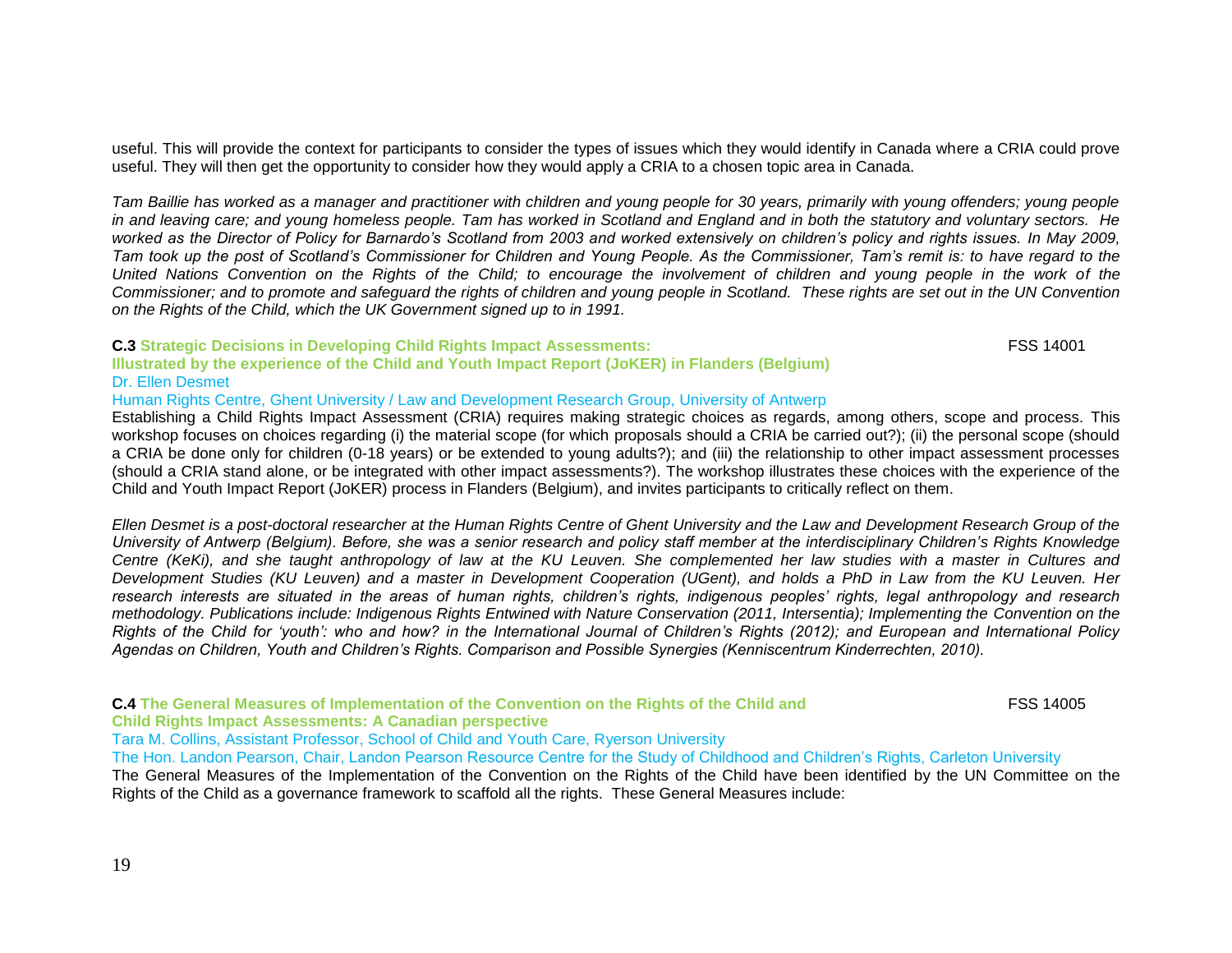useful. This will provide the context for participants to consider the types of issues which they would identify in Canada where a CRIA could prove useful. They will then get the opportunity to consider how they would apply a CRIA to a chosen topic area in Canada.

*Tam Baillie has worked as a manager and practitioner with children and young people for 30 years, primarily with young offenders; young people in and leaving care; and young homeless people. Tam has worked in Scotland and England and in both the statutory and voluntary sectors. He worked as the Director of Policy for Barnardo's Scotland from 2003 and worked extensively on children's policy and rights issues. In May 2009, Tam took up the post of Scotland's Commissioner for Children and Young People. As the Commissioner, Tam's remit is: to have regard to the United Nations Convention on the Rights of the Child; to encourage the involvement of children and young people in the work of the Commissioner; and to promote and safeguard the rights of children and young people in Scotland. These rights are set out in the UN Convention on the Rights of the Child, which the UK Government signed up to in 1991.*

### C.3 Strategic Decisions in Developing Child Rights Impact Assessments: Illustrated by the experience of the Child and Youth Impact Report (JoKER) in Flanders (Belgium)

FSS 14001

Dr. Ellen Desmet

Human Rights Centre, Ghent University / Law and Development Research Group, University of Antwerp

Establishing a Child Rights Impact Assessment (CRIA) requires making strategic choices as regards, among others, scope and process. This workshop focuses on choices regarding (i) the material scope (for which proposals should a CRIA be carried out?); (ii) the personal scope (should a CRIA be done only for children (0-18 years) or be extended to young adults?); and (iii) the relationship to other impact assessment processes (should a CRIA stand alone, or be integrated with other impact assessments?). The workshop illustrates these choices with the experience of the Child and Youth Impact Report (JoKER) process in Flanders (Belgium), and invites participants to critically reflect on them.

*Ellen Desmet is a post-doctoral researcher at the Human Rights Centre of Ghent University and the Law and Development Research Group of the University of Antwerp (Belgium). Before, she was a senior research and policy staff member at the interdisciplinary Children's Rights Knowledge Centre (KeKi), and she taught anthropology of law at the KU Leuven. She complemented her law studies with a master in Cultures and Development Studies (KU Leuven) and a master in Development Cooperation (UGent), and holds a PhD in Law from the KU Leuven. Her research interests are situated in the areas of human rights, children's rights, indigenous peoples' rights, legal anthropology and research methodology. Publications include: Indigenous Rights Entwined with Nature Conservation (2011, Intersentia); Implementing the Convention on the Rights of the Child for 'youth': who and how? in the International Journal of Children's Rights (2012); and European and International Policy Agendas on Children, Youth and Children's Rights. Comparison and Possible Synergies (Kenniscentrum Kinderrechten, 2010).*

### C.4 The General Measures of Implementation of the Convention on the Rights of the Child and Child Rights Impact Assessments: A Canadian perspective

FSS 14005

Tara M. Collins, Assistant Professor, School of Child and Youth Care, Ryerson University

The Hon. Landon Pearson, Chair, Landon Pearson Resource Centre for the Study of Childhood and Children's Rights, Carleton University

The General Measures of the Implementation of the Convention on the Rights of the Child have been identified by the UN Committee on the Rights of the Child as a governance framework to scaffold all the rights. These General Measures include: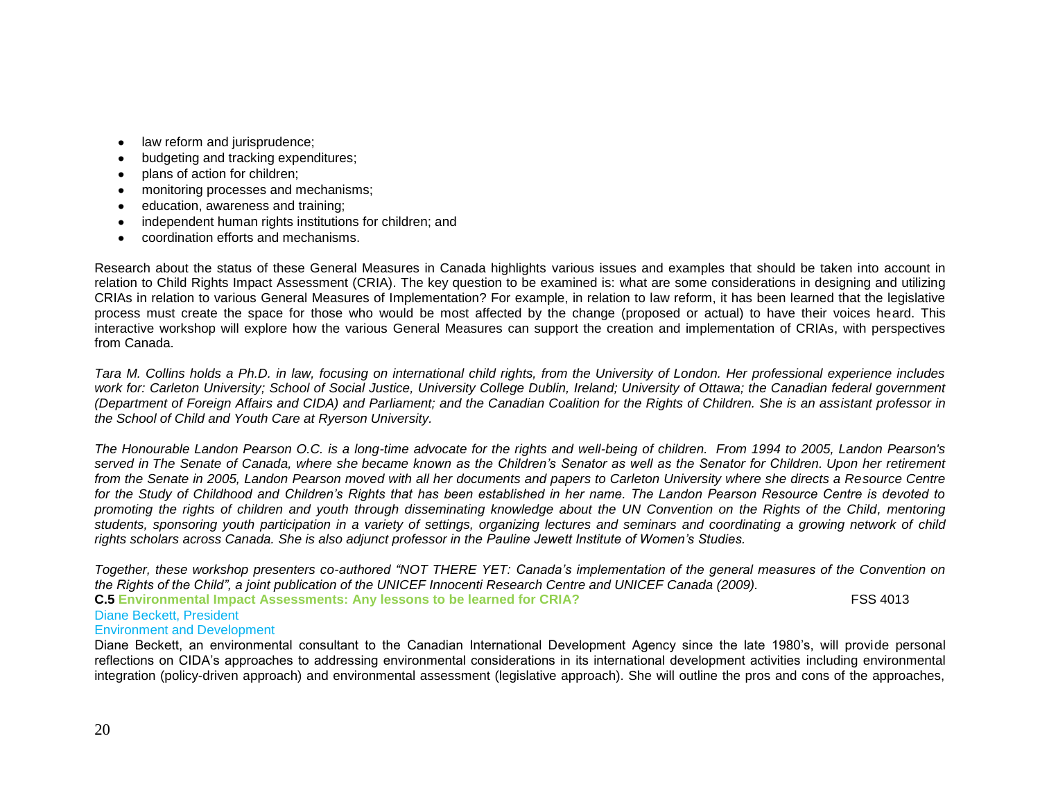- law reform and jurisprudence;
- budgeting and tracking expenditures;
- plans of action for children;
- monitoring processes and mechanisms;
- education, awareness and training;
- independent human rights institutions for children; and
- coordination efforts and mechanisms.

Research about the status of these General Measures in Canada highlights various issues and examples that should be taken into account in relation to Child Rights Impact Assessment (CRIA). The key question to be examined is: what are some considerations in designing and utilizing CRIAs in relation to various General Measures of Implementation? For example, in relation to law reform, it has been learned that the legislative process must create the space for those who would be most affected by the change (proposed or actual) to have their voices heard. This interactive workshop will explore how the various General Measures can support the creation and implementation of CRIAs, with perspectives from Canada.

*Tara M. Collins holds a Ph.D. in law, focusing on international child rights, from the University of London. Her professional experience includes work for: Carleton University; School of Social Justice, University College Dublin, Ireland; University of Ottawa; the Canadian federal government (Department of Foreign Affairs and CIDA) and Parliament; and the Canadian Coalition for the Rights of Children. She is an assistant professor in the School of Child and Youth Care at Ryerson University.*

*The Honourable Landon Pearson O.C. is a long-time advocate for the rights and well-being of children. From 1994 to 2005, Landon Pearson's served in The Senate of Canada, where she became known as the Children's Senator as well as the Senator for Children. Upon her retirement from the Senate in 2005, Landon Pearson moved with all her documents and papers to Carleton University where she directs a Resource Centre for the Study of Childhood and Children's Rights that has been established in her name. The Landon Pearson Resource Centre is devoted to promoting the rights of children and youth through disseminating knowledge about the UN Convention on the Rights of the Child, mentoring students, sponsoring youth participation in a variety of settings, organizing lectures and seminars and coordinating a growing network of child rights scholars across Canada. She is also adjunct professor in the Pauline Jewett Institute of Women's Studies.*

*Together, these workshop presenters co-authored "NOT THERE YET: Canada's implementation of the general measures of the Convention on the Rights of the Child", a joint publication of the UNICEF Innocenti Research Centre and UNICEF Canada (2009).*

**C.5 Environmental Impact Assessments: Any lessons to be learned for CRIA?** FSS 4013

Diane Beckett, President
Environment and Development

Diane Beckett, an environmental consultant to the Canadian International Development Agency since the late 1980's, will provide personal reflections on CIDA's approaches to addressing environmental considerations in its international development activities including environmental integration (policy-driven approach) and environmental assessment (legislative approach). She will outline the pros and cons of the approaches,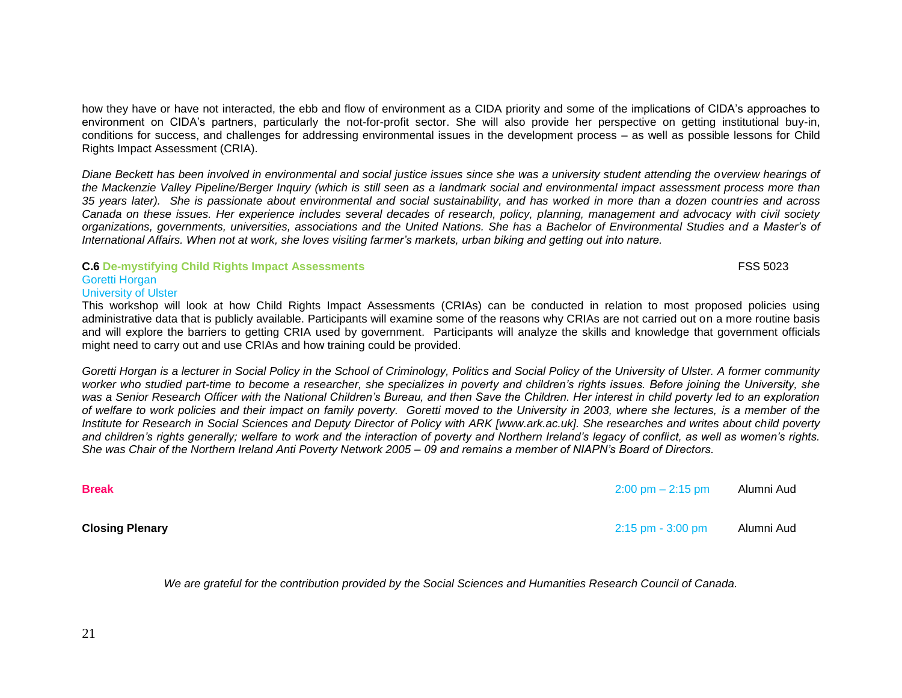how they have or have not interacted, the ebb and flow of environment as a CIDA priority and some of the implications of CIDA's approaches to environment on CIDA's partners, particularly the not-for-profit sector. She will also provide her perspective on getting institutional buy-in, conditions for success, and challenges for addressing environmental issues in the development process – as well as possible lessons for Child Rights Impact Assessment (CRIA).

*Diane Beckett has been involved in environmental and social justice issues since she was a university student attending the overview hearings of the Mackenzie Valley Pipeline/Berger Inquiry (which is still seen as a landmark social and environmental impact assessment process more than 35 years later). She is passionate about environmental and social sustainability, and has worked in more than a dozen countries and across Canada on these issues. Her experience includes several decades of research, policy, planning, management and advocacy with civil society organizations, governments, universities, associations and the United Nations. She has a Bachelor of Environmental Studies and a Master's of International Affairs. When not at work, she loves visiting farmer's markets, urban biking and getting out into nature.*

**C.6 De-mystifying Child Rights Impact Assessments** FSS 5023

Goretti Horgan
University of Ulster

This workshop will look at how Child Rights Impact Assessments (CRIAs) can be conducted in relation to most proposed policies using administrative data that is publicly available. Participants will examine some of the reasons why CRIAs are not carried out on a more routine basis and will explore the barriers to getting CRIA used by government. Participants will analyze the skills and knowledge that government officials might need to carry out and use CRIAs and how training could be provided.

*Goretti Horgan is a lecturer in Social Policy in the School of Criminology, Politics and Social Policy of the University of Ulster. A former community worker who studied part-time to become a researcher, she specializes in poverty and children's rights issues. Before joining the University, she was a Senior Research Officer with the National Children's Bureau, and then Save the Children. Her interest in child poverty led to an exploration of welfare to work policies and their impact on family poverty. Goretti moved to the University in 2003, where she lectures, is a member of the Institute for Research in Social Sciences and Deputy Director of Policy with ARK [www.ark.ac.uk]. She researches and writes about child poverty and children's rights generally; welfare to work and the interaction of poverty and Northern Ireland's legacy of conflict, as well as women's rights. She was Chair of the Northern Ireland Anti Poverty Network 2005 – 09 and remains a member of NIAPN's Board of Directors.*

**Break** 2:00 pm – 2:15 pm Alumni Aud

**Closing Plenary** 2:15 pm - 3:00 pm Alumni Aud

*We are grateful for the contribution provided by the Social Sciences and Humanities Research Council of Canada.*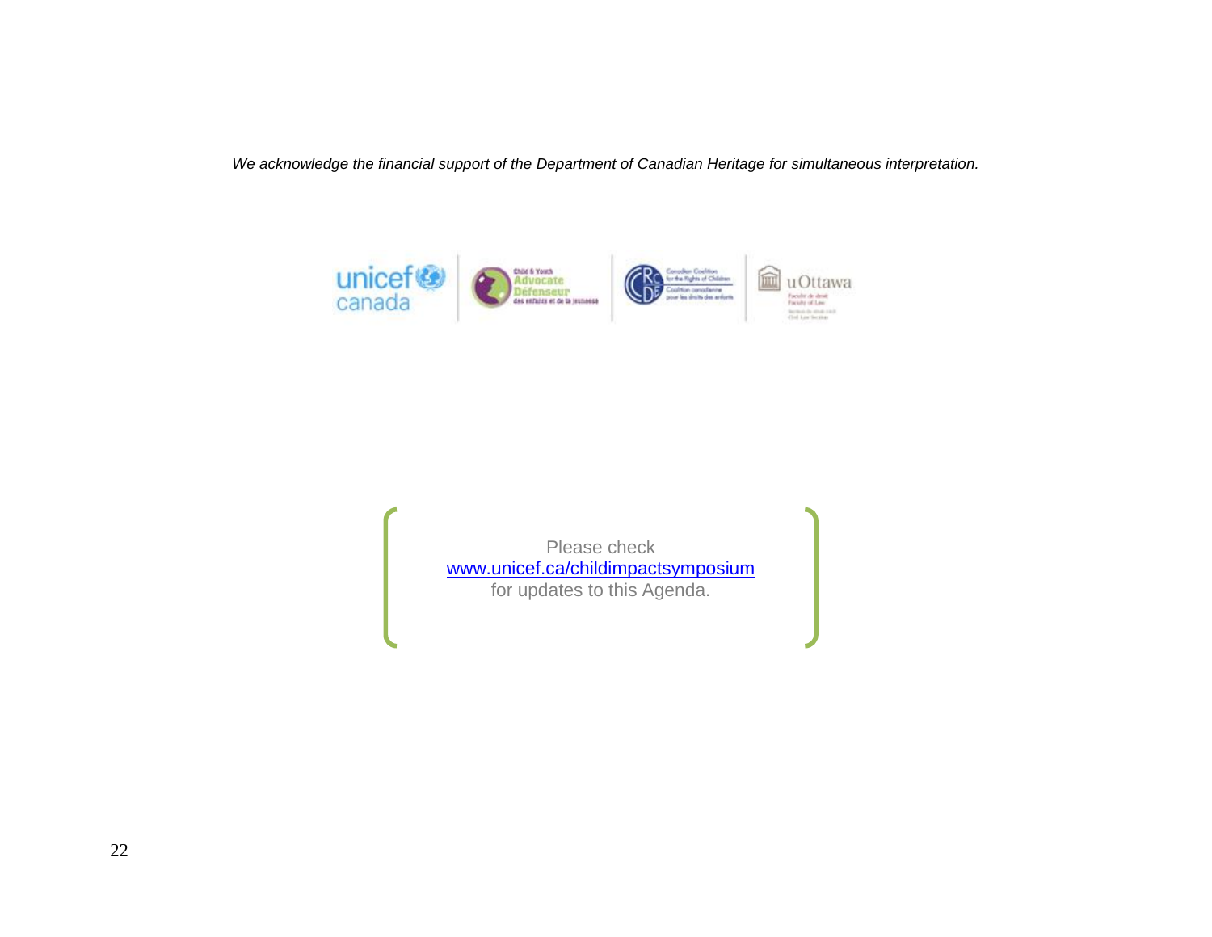*We acknowledge the financial support of the Department of Canadian Heritage for simultaneous interpretation.*

Please check
[www.unicef.ca/childimpactsymposium](http://www.unicef.ca/childimpactsymposium)
for updates to this Agenda.